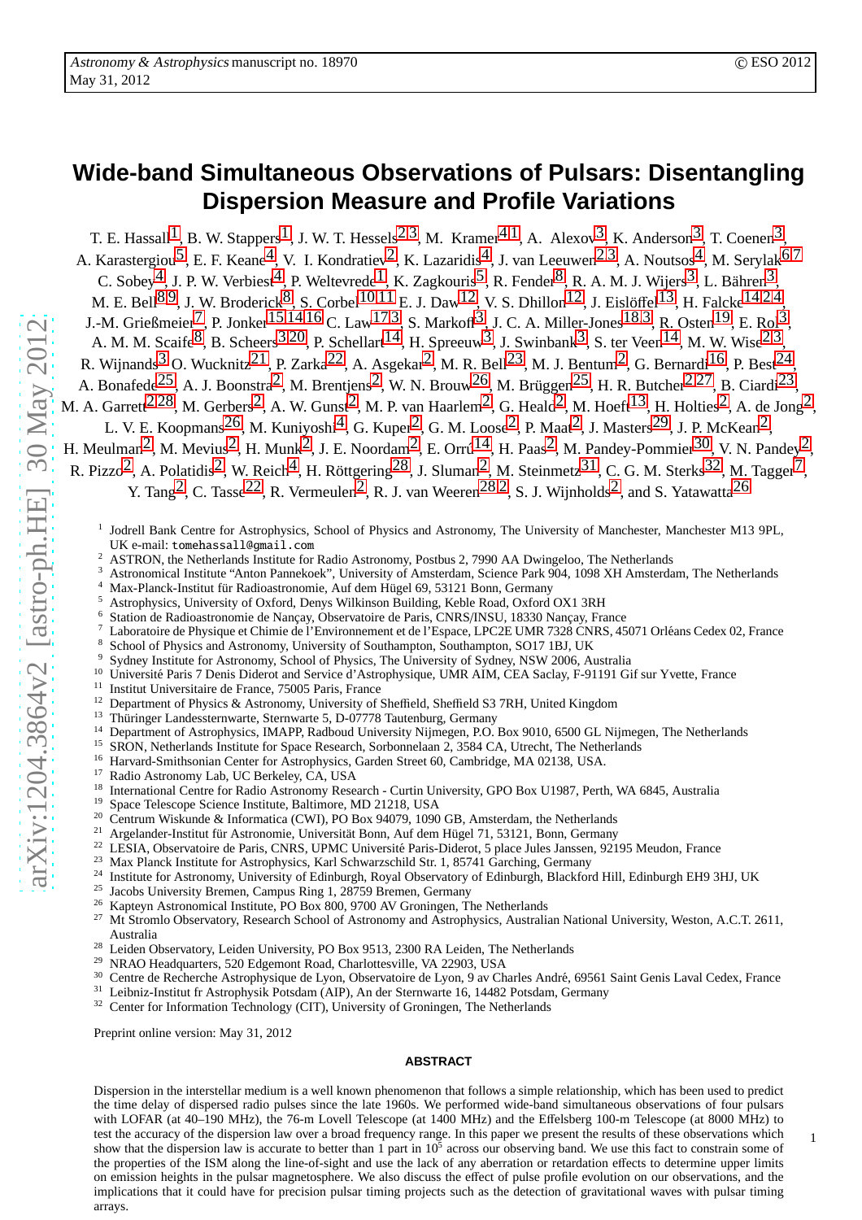# Wide-band Simultaneous Observations of Pulsars: Disentangling Dispersion Measure and Profile Variations

T. E. Hassall[1], B. W. Stappers[1], J. W. T. Hessels[2,3], M. Kramer[4,1], A. Alexov[3], K. Anderson[3], T. Coenen[3], A. Karastergiou[5], E. F. Keane[4], V. I. Kondratiev[2], K. Lazaridis[4], J. van Leeuwen[2,3], A. Noutsos[4], M. Serylak[6,7], C. Sobey[4], J. P. W. Verbiest[4], P. Weltevrede[1], K. Zagkouris[5], R. Fender[8], R. A. M. J. Wijers[3], L. Bähren[3], M. E. Bell[8,9], J. W. Broderick[8], S. Corbel[10,11], E. J. Daw[12], V. S. Dhillon[12], J. Eislöffel[13], H. Falcke[14,2,4], J.-M. Grießmeier[7], P. Jonker[15,14,16], C. Law[17,3], S. Markoff[3], J. C. A. Miller-Jones[18,3], R. Osten[19], E. Rol[3], A. M. M. Scaife[8], B. Scheers[3,20], P. Schellart[14], H. Spreeuw[3], J. Swinbank[3], S. ter Veen[14], M. W. Wise[2,3], R. Wijnands[3], O. Wucknitz[21], P. Zarka[22], A. Asgekar[2], M. R. Bell[23], M. J. Bentum[2], G. Bernardi[16], P. Best[24], A. Bonafede[25], A. J. Boonstra[2], M. Brentjens[2], W. N. Brouw[26], M. Brüggen[25], H. R. Butcher[2,27], B. Ciardi[23], M. A. Garrett[2,28], M. Gerbers[2], A. W. Gunst[2], M. P. van Haarlem[2], G. Heald[2], M. Hoeft[13], H. Holties[2], A. de Jong[2], L. V. E. Koopmans[26], M. Kuniyoshi[4], G. Kuper[2], G. M. Loose[2], P. Maat[2], J. Masters[29], J. P. McKean[2], H. Meulman[2], M. Mevius[2], H. Munk[2], J. E. Noordam[2], E. Orrú[14], H. Paas[2], M. Pandey-Pommier[30], V. N. Pandey[2], R. Pizzo[2], A. Polatidis[2], W. Reich[4], H. Röttgering[28], J. Sluman[2], M. Steinmetz[31], C. G. M. Sterks[32], M. Tagger[7], Y. Tang[2], C. Tasse[22], R. Vermeulen[2], R. J. van Weeren[28,2], S. J. Wijnholds[2], and S. Yatawatta[26]

1. Jodrell Bank Centre for Astrophysics, School of Physics and Astronomy, The University of Manchester, Manchester M13 9PL, UK e-mail: tomehassall@gmail.com
2. ASTRON, the Netherlands Institute for Radio Astronomy, Postbus 2, 7990 AA Dwingeloo, The Netherlands
3. Astronomical Institute "Anton Pannekoek", University of Amsterdam, Science Park 904, 1098 XH Amsterdam, The Netherlands
4. Max-Planck-Institut für Radioastronomie, Auf dem Hügel 69, 53121 Bonn, Germany
5. Astrophysics, University of Oxford, Denys Wilkinson Building, Keble Road, Oxford OX1 3RH
6. Station de Radioastronomie de Nançay, Observatoire de Paris, CNRS/INSU, 18330 Nançay, France
7. Laboratoire de Physique et Chimie de l'Environnement et de l'Espace, LPC2E UMR 7328 CNRS, 45071 Orléans Cedex 02, France
8. School of Physics and Astronomy, University of Southampton, Southampton, SO17 1BJ, UK
9. Sydney Institute for Astronomy, School of Physics, The University of Sydney, NSW 2006, Australia
10. Université Paris 7 Denis Diderot and Service d'Astrophysique, UMR AIM, CEA Saclay, F-91191 Gif sur Yvette, France
11. Institut Universitaire de France, 75005 Paris, France
12. Department of Physics & Astronomy, University of Sheffield, Sheffield S3 7RH, United Kingdom
13. Thüringer Landessternwarte, Sternwarte 5, D-07778 Tautenburg, Germany
14. Department of Astrophysics, IMAPP, Radboud University Nijmegen, P.O. Box 9010, 6500 GL Nijmegen, The Netherlands
15. SRON, Netherlands Institute for Space Research, Sorbonnelaan 2, 3584 CA, Utrecht, The Netherlands
16. Harvard-Smithsonian Center for Astrophysics, Garden Street 60, Cambridge, MA 02138, USA.
17. Radio Astronomy Lab, UC Berkeley, CA, USA
18. International Centre for Radio Astronomy Research - Curtin University, GPO Box U1987, Perth, WA 6845, Australia
19. Space Telescope Science Institute, Baltimore, MD 21218, USA
20. Centrum Wiskunde & Informatica (CWI), PO Box 94079, 1090 GB, Amsterdam, the Netherlands
21. Argelander-Institut für Astronomie, Universität Bonn, Auf dem Hügel 71, 53121, Bonn, Germany
22. LESIA, Observatoire de Paris, CNRS, UPMC Université Paris-Diderot, 5 place Jules Janssen, 92195 Meudon, France
23. Max Planck Institute for Astrophysics, Karl Schwarzschild Str. 1, 85741 Garching, Germany
24. Institute for Astronomy, University of Edinburgh, Royal Observatory of Edinburgh, Blackford Hill, Edinburgh EH9 3HJ, UK
25. Jacobs University Bremen, Campus Ring 1, 28759 Bremen, Germany
26. Kapteyn Astronomical Institute, PO Box 800, 9700 AV Groningen, The Netherlands
27. Mt Stromlo Observatory, Research School of Astronomy and Astrophysics, Australian National University, Weston, A.C.T. 2611, Australia
28. Leiden Observatory, Leiden University, PO Box 9513, 2300 RA Leiden, The Netherlands
29. NRAO Headquarters, 520 Edgemont Road, Charlottesville, VA 22903, USA
30. Centre de Recherche Astrophysique de Lyon, Observatoire de Lyon, 9 av Charles André, 69561 Saint Genis Laval Cedex, France
31. Leibniz-Institut fr Astrophysik Potsdam (AIP), An der Sternwarte 16, 14482 Potsdam, Germany
32. Center for Information Technology (CIT), University of Groningen, The Netherlands

Preprint online version: May 31, 2012

## ABSTRACT

Dispersion in the interstellar medium is a well known phenomenon that follows a simple relationship, which has been used to predict the time delay of dispersed radio pulses since the late 1960s. We performed wide-band simultaneous observations of four pulsars with LOFAR (at 40–190 MHz), the 76-m Lovell Telescope (at 1400 MHz) and the Effelsberg 100-m Telescope (at 8000 MHz) to test the accuracy of the dispersion law over a broad frequency range. In this paper we present the results of these observations which show that the dispersion law is accurate to better than 1 part in $10^5$ across our observing band. We use this fact to constrain some of the properties of the ISM along the line-of-sight and use the lack of any aberration or retardation effects to determine upper limits on emission heights in the pulsar magnetosphere. We also discuss the effect of pulse profile evolution on our observations, and the implications that it could have for precision pulsar timing projects such as the detection of gravitational waves with pulsar timing arrays.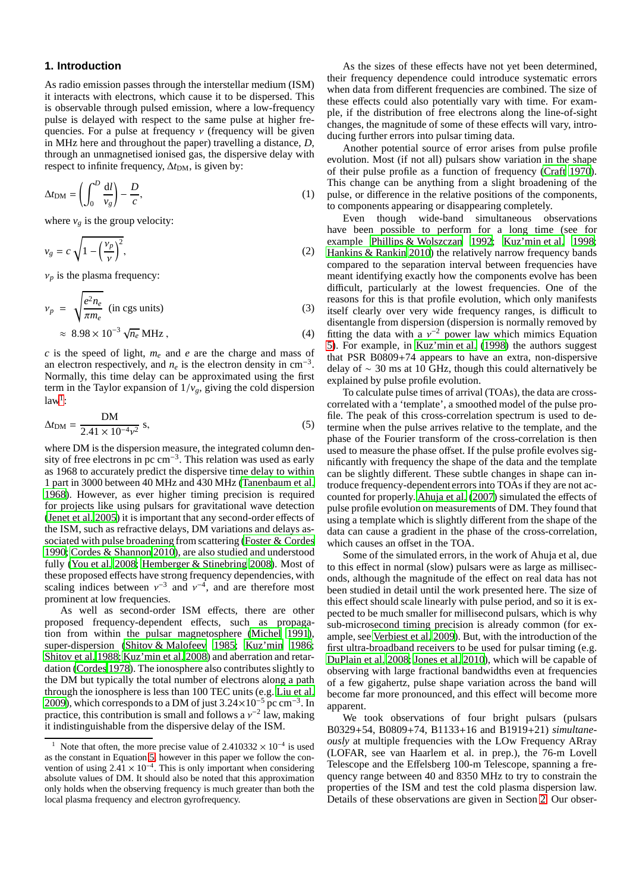## 1. Introduction

As radio emission passes through the interstellar medium (ISM) it interacts with electrons, which cause it to be dispersed. This is observable through pulsed emission, where a low-frequency pulse is delayed with respect to the same pulse at higher frequencies. For a pulse at frequency $\nu$ (frequency will be given in MHz here and throughout the paper) travelling a distance, $D$, through an unmagnetised ionised gas, the dispersive delay with respect to infinite frequency, $\Delta t_{\rm DM}$, is given by:

$$\Delta t_{\rm DM} = \left( \int_0^D \frac{\mathrm{d}l}{v_g} \right) - \frac{D}{c}, \tag{1}$$

where $v_g$ is the group velocity:

$$v_g = c\sqrt{1 - \left(\frac{\nu_p}{\nu}\right)^2}, \tag{2}$$

$\nu_p$ is the plasma frequency:

$$\nu_p = \sqrt{\frac{e^2 n_e}{\pi m_e}} \text{ (in cgs units)} \tag{3}$$

$$\approx 8.98 \times 10^{-3} \sqrt{n_e} \text{ MHz}, \tag{4}$$

$c$ is the speed of light, $m_e$ and $e$ are the charge and mass of an electron respectively, and $n_e$ is the electron density in cm$^{-3}$. Normally, this time delay can be approximated using the first term in the Taylor expansion of $1/v_g$, giving the cold dispersion law[1]:

$$\Delta t_{\rm DM} = \frac{\rm DM}{2.41 \times 10^{-4} \nu^2} \text{ s}, \tag{5}$$

where DM is the dispersion measure, the integrated column density of free electrons in pc cm$^{-3}$. This relation was used as early as 1968 to accurately predict the dispersive time delay to within 1 part in 3000 between 40 MHz and 430 MHz (Tanenbaum et al. 1968). However, as ever higher timing precision is required for projects like using pulsars for gravitational wave detection (Jenet et al. 2005) it is important that any second-order effects of the ISM, such as refractive delays, DM variations and delays associated with pulse broadening from scattering (Foster & Cordes 1990; Cordes & Shannon 2010), are also studied and understood fully (You et al. 2008; Hemberger & Stinebring 2008). Most of these proposed effects have strong frequency dependencies, with scaling indices between $\nu^{-3}$ and $\nu^{-4}$, and are therefore most prominent at low frequencies.

As well as second-order ISM effects, there are other proposed frequency-dependent effects, such as propagation from within the pulsar magnetosphere (Michel 1991), super-dispersion (Shitov & Malofeev 1985; Kuz'min 1986; Shitov et al. 1988; Kuz'min et al. 2008) and aberration and retardation (Cordes 1978). The ionosphere also contributes slightly to the DM but typically the total number of electrons along a path through the ionosphere is less than 100 TEC units (e.g. Liu et al. 2009), which corresponds to a DM of just $3.24 \times 10^{-5}$ pc cm$^{-3}$. In practice, this contribution is small and follows a $\nu^{-2}$ law, making it indistinguishable from the dispersive delay of the ISM.

As the sizes of these effects have not yet been determined, their frequency dependence could introduce systematic errors when data from different frequencies are combined. The size of these effects could also potentially vary with time. For example, if the distribution of free electrons along the line-of-sight changes, the magnitude of some of these effects will vary, introducing further errors into pulsar timing data.

Another potential source of error arises from pulse profile evolution. Most (if not all) pulsars show variation in the shape of their pulse profile as a function of frequency (Craft 1970). This change can be anything from a slight broadening of the pulse, or difference in the relative positions of the components, to components appearing or disappearing completely.

Even though wide-band simultaneous observations have been possible to perform for a long time (see for example Phillips & Wolszczan 1992; Kuz'min et al. 1998; Hankins & Rankin 2010) the relatively narrow frequency bands compared to the separation interval between frequencies have meant identifying exactly how the components evolve has been difficult, particularly at the lowest frequencies. One of the reasons for this is that profile evolution, which only manifests itself clearly over very wide frequency ranges, is difficult to disentangle from dispersion (dispersion is normally removed by fitting the data with a $\nu^{-2}$ power law which mimics Equation 5). For example, in Kuz'min et al. (1998) the authors suggest that PSR B0809+74 appears to have an extra, non-dispersive delay of $\sim$ 30 ms at 10 GHz, though this could alternatively be explained by pulse profile evolution.

To calculate pulse times of arrival (TOAs), the data are cross-correlated with a 'template', a smoothed model of the pulse profile. The peak of this cross-correlation spectrum is used to determine when the pulse arrives relative to the template, and the phase of the Fourier transform of the cross-correlation is then used to measure the phase offset. If the pulse profile evolves significantly with frequency the shape of the data and the template can be slightly different. These subtle changes in shape can introduce frequency-dependent errors into TOAs if they are not accounted for properly. Ahuja et al. (2007) simulated the effects of pulse profile evolution on measurements of DM. They found that using a template which is slightly different from the shape of the data can cause a gradient in the phase of the cross-correlation, which causes an offset in the TOA.

Some of the simulated errors, in the work of Ahuja et al, due to this effect in normal (slow) pulsars were as large as milliseconds, although the magnitude of the effect on real data has not been studied in detail until the work presented here. The size of this effect should scale linearly with pulse period, and so it is expected to be much smaller for millisecond pulsars, which is why sub-microsecond timing precision is already common (for example, see Verbiest et al. 2009). But, with the introduction of the first ultra-broadband receivers to be used for pulsar timing (e.g. DuPlain et al. 2008; Jones et al. 2010), which will be capable of observing with large fractional bandwidths even at frequencies of a few gigahertz, pulse shape variation across the band will become far more pronounced, and this effect will become more apparent.

We took observations of four bright pulsars (pulsars B0329+54, B0809+74, B1133+16 and B1919+21) *simultaneously* at multiple frequencies with the LOw Frequency ARray (LOFAR, see van Haarlem et al. in prep.), the 76-m Lovell Telescope and the Effelsberg 100-m Telescope, spanning a frequency range between 40 and 8350 MHz to try to constrain the properties of the ISM and test the cold plasma dispersion law. Details of these observations are given in Section 2. Our obser-

[1] Note that often, the more precise value of $2.410332 \times 10^{-4}$ is used as the constant in Equation 5, however in this paper we follow the convention of using $2.41 \times 10^{-4}$. This is only important when considering absolute values of DM. It should also be noted that this approximation only holds when the observing frequency is much greater than both the local plasma frequency and electron gyrofrequency.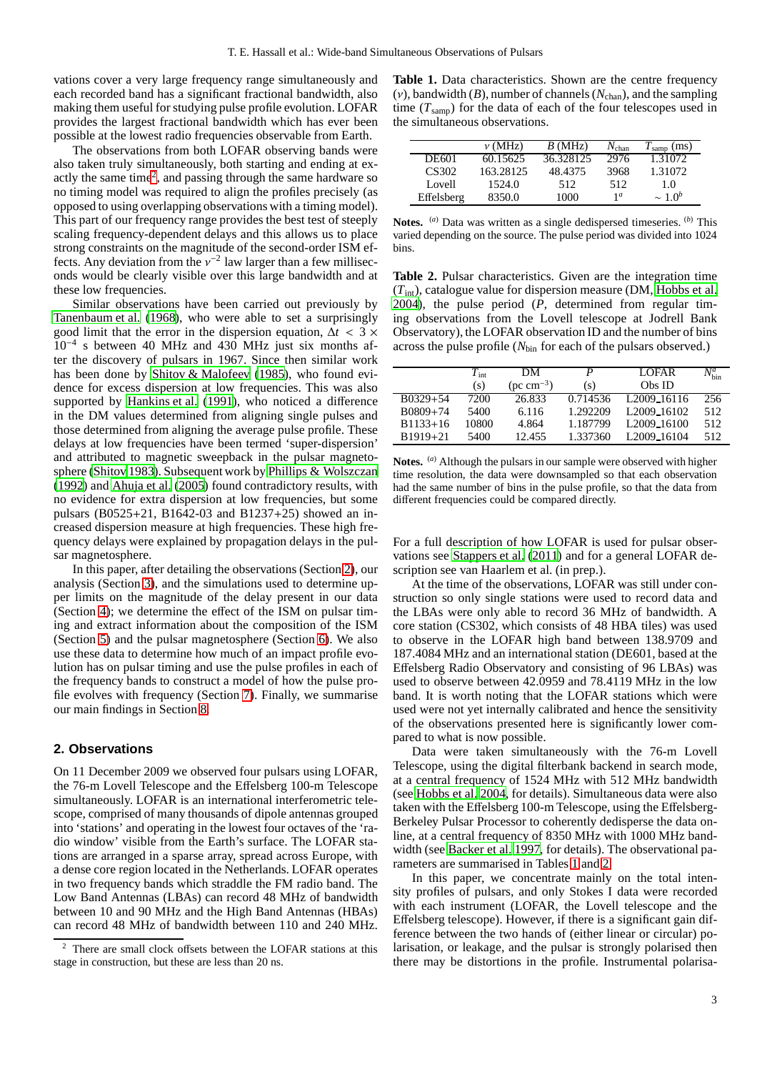vations cover a very large frequency range simultaneously and each recorded band has a significant fractional bandwidth, also making them useful for studying pulse profile evolution. LOFAR provides the largest fractional bandwidth which has ever been possible at the lowest radio frequencies observable from Earth.

The observations from both LOFAR observing bands were also taken truly simultaneously, both starting and ending at exactly the same time[2], and passing through the same hardware so no timing model was required to align the profiles precisely (as opposed to using overlapping observations with a timing model). This part of our frequency range provides the best test of steeply scaling frequency-dependent delays and this allows us to place strong constraints on the magnitude of the second-order ISM effects. Any deviation from the $\nu^{-2}$ law larger than a few milliseconds would be clearly visible over this large bandwidth and at these low frequencies.

Similar observations have been carried out previously by Tanenbaum et al. (1968), who were able to set a surprisingly good limit that the error in the dispersion equation, $\Delta t < 3 \times 10^{-4}$ s between 40 MHz and 430 MHz just six months after the discovery of pulsars in 1967. Since then similar work has been done by Shitov & Malofeev (1985), who found evidence for excess dispersion at low frequencies. This was also supported by Hankins et al. (1991), who noticed a difference in the DM values determined from aligning single pulses and those determined from aligning the average pulse profile. These delays at low frequencies have been termed 'super-dispersion' and attributed to magnetic sweepback in the pulsar magnetosphere (Shitov 1983). Subsequent work by Phillips & Wolszczan (1992) and Ahuja et al. (2005) found contradictory results, with no evidence for extra dispersion at low frequencies, but some pulsars (B0525+21, B1642-03 and B1237+25) showed an increased dispersion measure at high frequencies. These high frequency delays were explained by propagation delays in the pulsar magnetosphere.

In this paper, after detailing the observations (Section 2), our analysis (Section 3), and the simulations used to determine upper limits on the magnitude of the delay present in our data (Section 4); we determine the effect of the ISM on pulsar timing and extract information about the composition of the ISM (Section 5) and the pulsar magnetosphere (Section 6). We also use these data to determine how much of an impact profile evolution has on pulsar timing and use the pulse profiles in each of the frequency bands to construct a model of how the pulse profile evolves with frequency (Section 7). Finally, we summarise our main findings in Section 8.

## 2. Observations

On 11 December 2009 we observed four pulsars using LOFAR, the 76-m Lovell Telescope and the Effelsberg 100-m Telescope simultaneously. LOFAR is an international interferometric telescope, comprised of many thousands of dipole antennas grouped into 'stations' and operating in the lowest four octaves of the 'radio window' visible from the Earth's surface. The LOFAR stations are arranged in a sparse array, spread across Europe, with a dense core region located in the Netherlands. LOFAR operates in two frequency bands which straddle the FM radio band. The Low Band Antennas (LBAs) can record 48 MHz of bandwidth between 10 and 90 MHz and the High Band Antennas (HBAs) can record 48 MHz of bandwidth between 110 and 240 MHz. For a full description of how LOFAR is used for pulsar observations see Stappers et al. (2011) and for a general LOFAR description see van Haarlem et al. (in prep.).

[2] There are small clock offsets between the LOFAR stations at this stage in construction, but these are less than 20 ns.

**Table 1.** Data characteristics. Shown are the centre frequency ($\nu$), bandwidth ($B$), number of channels ($N_{\rm chan}$), and the sampling time ($T_{\rm samp}$) for the data of each of the four telescopes used in the simultaneous observations.

| | $\nu$ (MHz) | $B$ (MHz) | $N_{\rm chan}$ | $T_{\rm samp}$ (ms) |
|---|---|---|---|---|
| DE601 | 60.15625 | 36.328125 | 2976 | 1.31072 |
| CS302 | 163.28125 | 48.4375 | 3968 | 1.31072 |
| Lovell | 1524.0 | 512 | 512 | 1.0 |
| Effelsberg | 8350.0 | 1000 | $1^a$ | $\sim 1.0^b$ |

**Notes.** [a] Data was written as a single dedispersed timeseries. [b] This varied depending on the source. The pulse period was divided into 1024 bins.

**Table 2.** Pulsar characteristics. Given are the integration time ($T_{\rm int}$), catalogue value for dispersion measure (DM, Hobbs et al. 2004), the pulse period ($P$, determined from regular timing observations from the Lovell telescope at Jodrell Bank Observatory), the LOFAR observation ID and the number of bins across the pulse profile ($N_{\rm bin}$ for each of the pulsars observed.)

| | $T_{\rm int}$ (s) | DM (pc cm$^{-3}$) | $P$ (s) | LOFAR Obs ID | $N^a_{\rm bin}$ |
|---|---|---|---|---|---|
| B0329+54 | 7200 | 26.833 | 0.714536 | L2009_16116 | 256 |
| B0809+74 | 5400 | 6.116 | 1.292209 | L2009_16102 | 512 |
| B1133+16 | 10800 | 4.864 | 1.187799 | L2009_16100 | 512 |
| B1919+21 | 5400 | 12.455 | 1.337360 | L2009_16104 | 512 |

**Notes.** [a] Although the pulsars in our sample were observed with higher time resolution, the data were downsampled so that each observation had the same number of bins in the pulse profile, so that the data from different frequencies could be compared directly.

At the time of the observations, LOFAR was still under construction so only single stations were used to record data and the LBAs were only able to record 36 MHz of bandwidth. A core station (CS302, which consists of 48 HBA tiles) was used to observe in the LOFAR high band between 138.9709 and 187.4084 MHz and an international station (DE601, based at the Effelsberg Radio Observatory and consisting of 96 LBAs) was used to observe between 42.0959 and 78.4119 MHz in the low band. It is worth noting that the LOFAR stations which were used were not yet internally calibrated and hence the sensitivity of the observations presented here is significantly lower compared to what is now possible.

Data were taken simultaneously with the 76-m Lovell Telescope, using the digital filterbank backend in search mode, at a central frequency of 1524 MHz with 512 MHz bandwidth (see Hobbs et al. 2004, for details). Simultaneous data were also taken with the Effelsberg 100-m Telescope, using the Effelsberg-Berkeley Pulsar Processor to coherently dedisperse the data online, at a central frequency of 8350 MHz with 1000 MHz bandwidth (see Backer et al. 1997, for details). The observational parameters are summarised in Tables 1 and 2.

In this paper, we concentrate mainly on the total intensity profiles of pulsars, and only Stokes I data were recorded with each instrument (LOFAR, the Lovell telescope and the Effelsberg telescope). However, if there is a significant gain difference between the two hands of (either linear or circular) polarisation, or leakage, and the pulsar is strongly polarised then there may be distortions in the profile. Instrumental polarisa-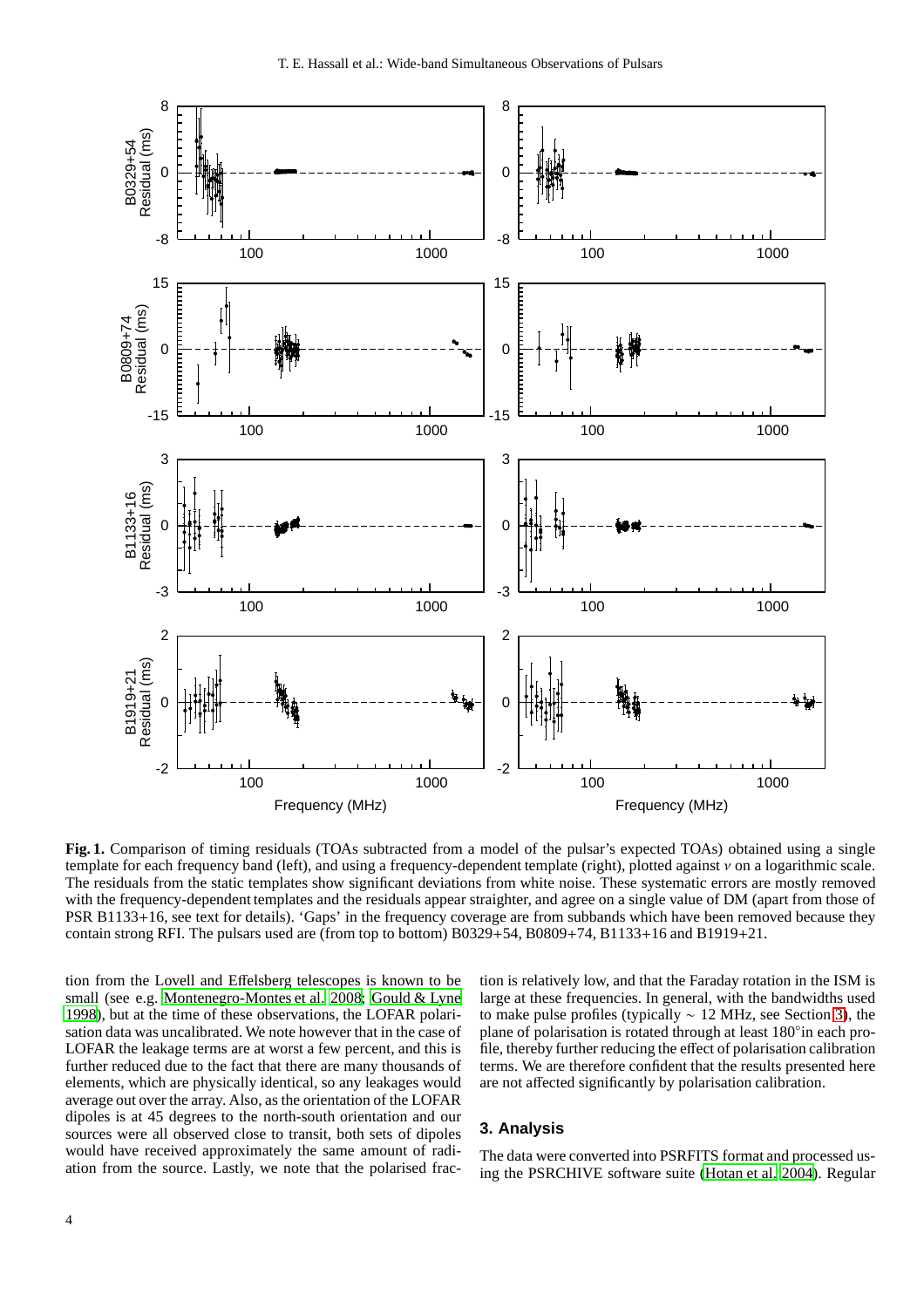**Fig. 1.** Comparison of timing residuals (TOAs subtracted from a model of the pulsar's expected TOAs) obtained using a single template for each frequency band (left), and using a frequency-dependent template (right), plotted against $\nu$ on a logarithmic scale. The residuals from the static templates show significant deviations from white noise. These systematic errors are mostly removed with the frequency-dependent templates and the residuals appear straighter, and agree on a single value of DM (apart from those of PSR B1133+16, see text for details). 'Gaps' in the frequency coverage are from subbands which have been removed because they contain strong RFI. The pulsars used are (from top to bottom) B0329+54, B0809+74, B1133+16 and B1919+21.

tion from the Lovell and Effelsberg telescopes is known to be small (see e.g. Montenegro-Montes et al. 2008; Gould & Lyne 1998), but at the time of these observations, the LOFAR polarisation data was uncalibrated. We note however that in the case of LOFAR the leakage terms are at worst a few percent, and this is further reduced due to the fact that there are many thousands of elements, which are physically identical, so any leakages would average out over the array. Also, as the orientation of the LOFAR dipoles is at 45 degrees to the north-south orientation and our sources were all observed close to transit, both sets of dipoles would have received approximately the same amount of radiation from the source. Lastly, we note that the polarised fraction is relatively low, and that the Faraday rotation in the ISM is large at these frequencies. In general, with the bandwidths used to make pulse profiles (typically $\sim$ 12 MHz, see Section 3), the plane of polarisation is rotated through at least 180°in each profile, thereby further reducing the effect of polarisation calibration terms. We are therefore confident that the results presented here are not affected significantly by polarisation calibration.

## 3. Analysis

The data were converted into PSRFITS format and processed using the PSRCHIVE software suite (Hotan et al. 2004). Regular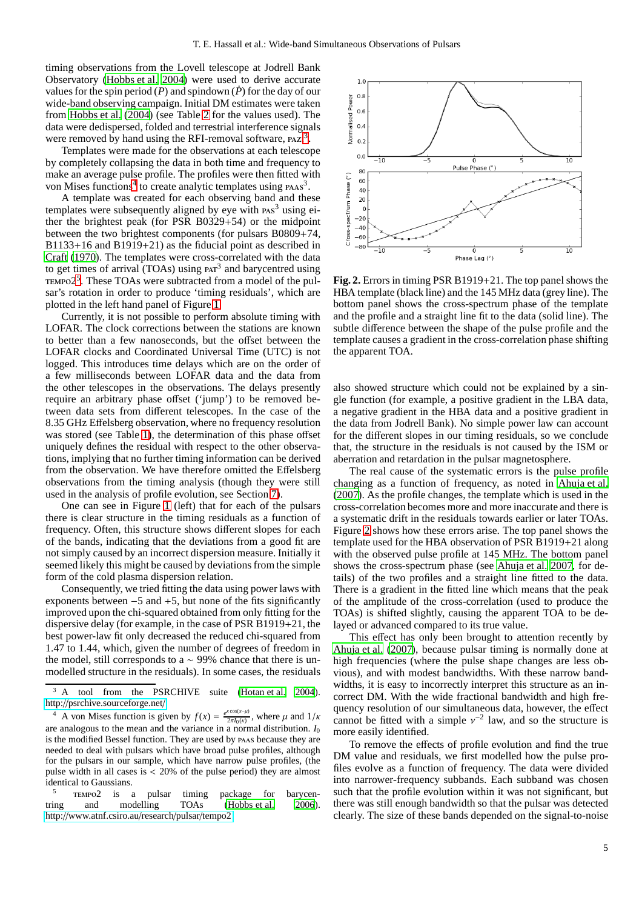timing observations from the Lovell telescope at Jodrell Bank Observatory (Hobbs et al. 2004) were used to derive accurate values for the spin period ($P$) and spindown ($\dot{P}$) for the day of our wide-band observing campaign. Initial DM estimates were taken from Hobbs et al. (2004) (see Table 2 for the values used). The data were dedispersed, folded and terrestrial interference signals were removed by hand using the RFI-removal software, PAZ[3].

Templates were made for the observations at each telescope by completely collapsing the data in both time and frequency to make an average pulse profile. The profiles were then fitted with von Mises functions[4] to create analytic templates using PAAS[3].

A template was created for each observing band and these templates were subsequently aligned by eye with PAS[3] using either the brightest peak (for PSR B0329+54) or the midpoint between the two brightest components (for pulsars B0809+74, B1133+16 and B1919+21) as the fiducial point as described in Craft (1970). The templates were cross-correlated with the data to get times of arrival (TOAs) using PAT[3] and barycentred using TEMPO2[5]. These TOAs were subtracted from a model of the pulsar's rotation in order to produce 'timing residuals', which are plotted in the left hand panel of Figure 1.

Currently, it is not possible to perform absolute timing with LOFAR. The clock corrections between the stations are known to better than a few nanoseconds, but the offset between the LOFAR clocks and Coordinated Universal Time (UTC) is not logged. This introduces time delays which are on the order of a few milliseconds between LOFAR data and the data from the other telescopes in the observations. The delays presently require an arbitrary phase offset ('jump') to be removed between data sets from different telescopes. In the case of the 8.35 GHz Effelsberg observation, where no frequency resolution was stored (see Table 1), the determination of this phase offset uniquely defines the residual with respect to the other observations, implying that no further timing information can be derived from the observation. We have therefore omitted the Effelsberg observations from the timing analysis (though they were still used in the analysis of profile evolution, see Section 7).

One can see in Figure 1 (left) that for each of the pulsars there is clear structure in the timing residuals as a function of frequency. Often, this structure shows different slopes for each of the bands, indicating that the deviations from a good fit are not simply caused by an incorrect dispersion measure. Initially it seemed likely this might be caused by deviations from the simple form of the cold plasma dispersion relation.

Consequently, we tried fitting the data using power laws with exponents between −5 and +5, but none of the fits significantly improved upon the chi-squared obtained from only fitting for the dispersive delay (for example, in the case of PSR B1919+21, the best power-law fit only decreased the reduced chi-squared from 1.47 to 1.44, which, given the number of degrees of freedom in the model, still corresponds to a ∼ 99% chance that there is unmodelled structure in the residuals). In some cases, the residuals also showed structure which could not be explained by a single function (for example, a positive gradient in the LBA data, a negative gradient in the HBA data and a positive gradient in the data from Jodrell Bank). No simple power law can account for the different slopes in our timing residuals, so we conclude that, the structure in the residuals is not caused by the ISM or aberration and retardation in the pulsar magnetosphere.

The real cause of the systematic errors is the pulse profile changing as a function of frequency, as noted in Ahuja et al. (2007). As the profile changes, the template which is used in the cross-correlation becomes more and more inaccurate and there is a systematic drift in the residuals towards earlier or later TOAs. Figure 2 shows how these errors arise. The top panel shows the template used for the HBA observation of PSR B1919+21 along with the observed pulse profile at 145 MHz. The bottom panel shows the cross-spectrum phase (see Ahuja et al. 2007, for details) of the two profiles and a straight line fitted to the data. There is a gradient in the fitted line which means that the peak of the amplitude of the cross-correlation (used to produce the TOAs) is shifted slightly, causing the apparent TOA to be delayed or advanced compared to its true value.

This effect has only been brought to attention recently by Ahuja et al. (2007), because pulsar timing is normally done at high frequencies (where the pulse shape changes are less obvious), and with modest bandwidths. With these narrow bandwidths, it is easy to incorrectly interpret this structure as an incorrect DM. With the wide fractional bandwidth and high frequency resolution of our simultaneous data, however, the effect cannot be fitted with a simple $\nu^{-2}$ law, and so the structure is more easily identified.

To remove the effects of profile evolution and find the true DM value and residuals, we first modelled how the pulse profiles evolve as a function of frequency. The data were divided into narrower-frequency subbands. Each subband was chosen such that the profile evolution within it was not significant, but there was still enough bandwidth so that the pulsar was detected clearly. The size of these bands depended on the signal-to-noise

**Fig. 2.** Errors in timing PSR B1919+21. The top panel shows the HBA template (black line) and the 145 MHz data (grey line). The bottom panel shows the cross-spectrum phase of the template and the profile and a straight line fit to the data (solid line). The subtle difference between the shape of the pulse profile and the template causes a gradient in the cross-correlation phase shifting the apparent TOA.

---

[3] A tool from the PSRCHIVE suite (Hotan et al. 2004). http://psrchive.sourceforge.net/

[4] A von Mises function is given by $f(x) = \frac{e^{\kappa \cos(x-\mu)}}{2\pi I_0(\kappa)}$, where $\mu$ and $1/\kappa$ are analogous to the mean and the variance in a normal distribution. $I_0$ is the modified Bessel function. They are used by PAAS because they are needed to deal with pulsars which have broad pulse profiles, although for the pulsars in our sample, which have narrow pulse profiles, (the pulse width in all cases is < 20% of the pulse period) they are almost identical to Gaussians.

[5] TEMPO2 is a pulsar timing package for barycentring and modelling TOAs (Hobbs et al. 2006). http://www.atnf.csiro.au/research/pulsar/tempo2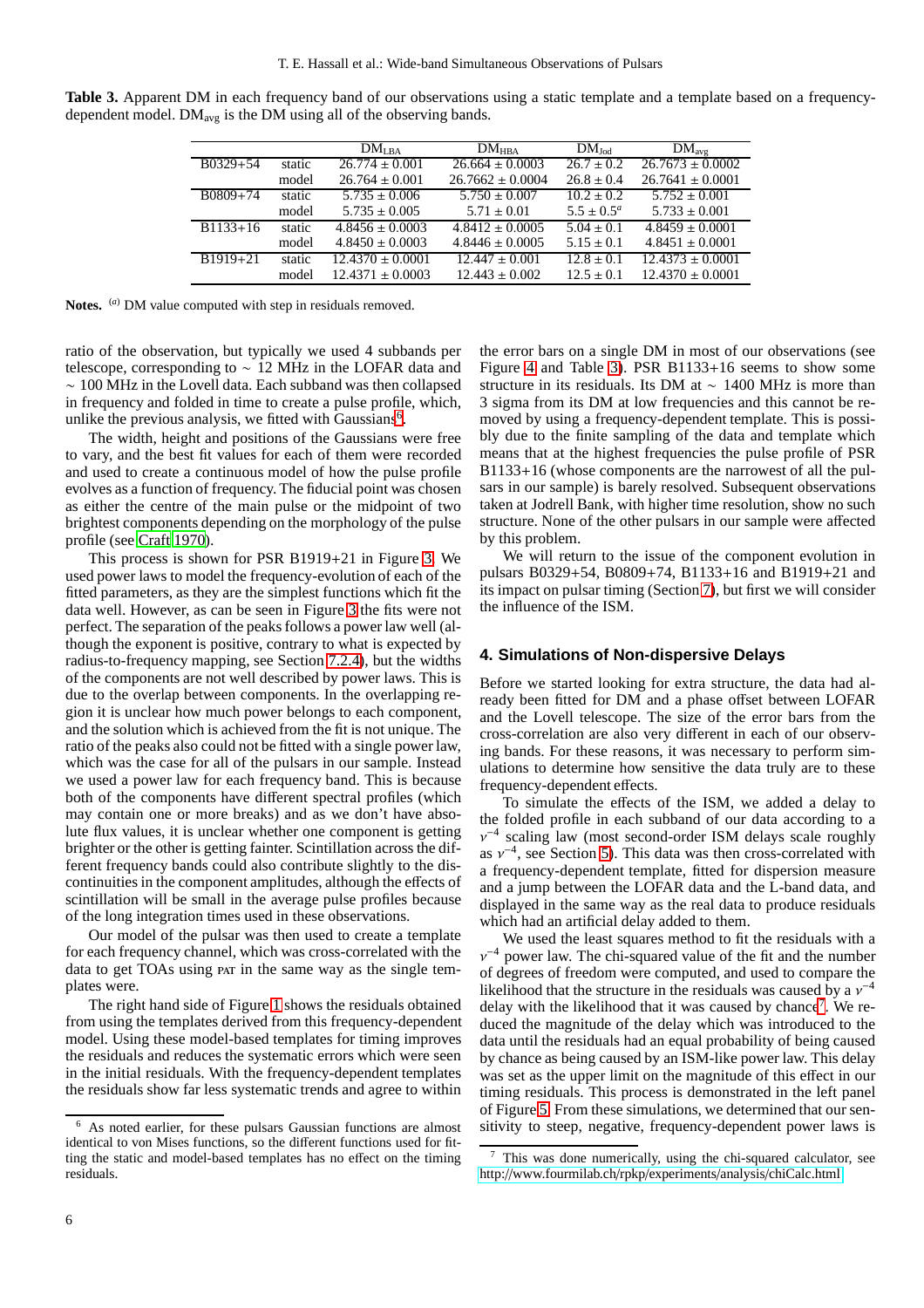**Table 3.** Apparent DM in each frequency band of our observations using a static template and a template based on a frequency-dependent model. $DM_{avg}$ is the DM using all of the observing bands.

| | | $DM_{LBA}$ | $DM_{HBA}$ | $DM_{Jod}$ | $DM_{avg}$ |
|---|---|---|---|---|---|
| B0329+54 | static | $26.774 \pm 0.001$ | $26.664 \pm 0.0003$ | $26.7 \pm 0.2$ | $26.7673 \pm 0.0002$ |
| | model | $26.764 \pm 0.001$ | $26.7662 \pm 0.0004$ | $26.8 \pm 0.4$ | $26.7641 \pm 0.0001$ |
| B0809+74 | static | $5.735 \pm 0.006$ | $5.750 \pm 0.007$ | $10.2 \pm 0.2$ | $5.752 \pm 0.001$ |
| | model | $5.735 \pm 0.005$ | $5.71 \pm 0.01$ | $5.5 \pm 0.5^a$ | $5.733 \pm 0.001$ |
| B1133+16 | static | $4.8456 \pm 0.0003$ | $4.8412 \pm 0.0005$ | $5.04 \pm 0.1$ | $4.8459 \pm 0.0001$ |
| | model | $4.8450 \pm 0.0003$ | $4.8446 \pm 0.0005$ | $5.15 \pm 0.1$ | $4.8451 \pm 0.0001$ |
| B1919+21 | static | $12.4370 \pm 0.0001$ | $12.447 \pm 0.001$ | $12.8 \pm 0.1$ | $12.4373 \pm 0.0001$ |
| | model | $12.4371 \pm 0.0003$ | $12.443 \pm 0.002$ | $12.5 \pm 0.1$ | $12.4370 \pm 0.0001$ |

**Notes.** [a] DM value computed with step in residuals removed.

ratio of the observation, but typically we used 4 subbands per telescope, corresponding to $\sim$ 12 MHz in the LOFAR data and $\sim$ 100 MHz in the Lovell data. Each subband was then collapsed in frequency and folded in time to create a pulse profile, which, unlike the previous analysis, we fitted with Gaussians[6].

The width, height and positions of the Gaussians were free to vary, and the best fit values for each of them were recorded and used to create a continuous model of how the pulse profile evolves as a function of frequency. The fiducial point was chosen as either the centre of the main pulse or the midpoint of two brightest components depending on the morphology of the pulse profile (see Craft 1970).

This process is shown for PSR B1919+21 in Figure 3. We used power laws to model the frequency-evolution of each of the fitted parameters, as they are the simplest functions which fit the data well. However, as can be seen in Figure 3 the fits were not perfect. The separation of the peaks follows a power law well (although the exponent is positive, contrary to what is expected by radius-to-frequency mapping, see Section 7.2.4), but the widths of the components are not well described by power laws. This is due to the overlap between components. In the overlapping region it is unclear how much power belongs to each component, and the solution which is achieved from the fit is not unique. The ratio of the peaks also could not be fitted with a single power law, which was the case for all of the pulsars in our sample. Instead we used a power law for each frequency band. This is because both of the components have different spectral profiles (which may contain one or more breaks) and as we don't have absolute flux values, it is unclear whether one component is getting brighter or the other is getting fainter. Scintillation across the different frequency bands could also contribute slightly to the discontinuities in the component amplitudes, although the effects of scintillation will be small in the average pulse profiles because of the long integration times used in these observations.

Our model of the pulsar was then used to create a template for each frequency channel, which was cross-correlated with the data to get TOAs using PAT in the same way as the single templates were.

The right hand side of Figure 1 shows the residuals obtained from using the templates derived from this frequency-dependent model. Using these model-based templates for timing improves the residuals and reduces the systematic errors which were seen in the initial residuals. With the frequency-dependent templates the residuals show far less systematic trends and agree to within the error bars on a single DM in most of our observations (see Figure 4 and Table 3). PSR B1133+16 seems to show some structure in its residuals. Its DM at $\sim$ 1400 MHz is more than 3 sigma from its DM at low frequencies and this cannot be removed by using a frequency-dependent template. This is possibly due to the finite sampling of the data and template which means that at the highest frequencies the pulse profile of PSR B1133+16 (whose components are the narrowest of all the pulsars in our sample) is barely resolved. Subsequent observations taken at Jodrell Bank, with higher time resolution, show no such structure. None of the other pulsars in our sample were affected by this problem.

We will return to the issue of the component evolution in pulsars B0329+54, B0809+74, B1133+16 and B1919+21 and its impact on pulsar timing (Section 7), but first we will consider the influence of the ISM.

## 4. Simulations of Non-dispersive Delays

Before we started looking for extra structure, the data had already been fitted for DM and a phase offset between LOFAR and the Lovell telescope. The size of the error bars from the cross-correlation are also very different in each of our observing bands. For these reasons, it was necessary to perform simulations to determine how sensitive the data truly are to these frequency-dependent effects.

To simulate the effects of the ISM, we added a delay to the folded profile in each subband of our data according to a $\nu^{-4}$ scaling law (most second-order ISM delays scale roughly as $\nu^{-4}$, see Section 5). This data was then cross-correlated with a frequency-dependent template, fitted for dispersion measure and a jump between the LOFAR data and the L-band data, and displayed in the same way as the real data to produce residuals which had an artificial delay added to them.

We used the least squares method to fit the residuals with a $\nu^{-4}$ power law. The chi-squared value of the fit and the number of degrees of freedom were computed, and used to compare the likelihood that the structure in the residuals was caused by a $\nu^{-4}$ delay with the likelihood that it was caused by chance[7]. We reduced the magnitude of the delay which was introduced to the data until the residuals had an equal probability of being caused by chance as being caused by an ISM-like power law. This delay was set as the upper limit on the magnitude of this effect in our timing residuals. This process is demonstrated in the left panel of Figure 5. From these simulations, we determined that our sensitivity to steep, negative, frequency-dependent power laws is

[6] As noted earlier, for these pulsars Gaussian functions are almost identical to von Mises functions, so the different functions used for fitting the static and model-based templates has no effect on the timing residuals.

[7] This was done numerically, using the chi-squared calculator, see http://www.fourmilab.ch/rpkp/experiments/analysis/chiCalc.html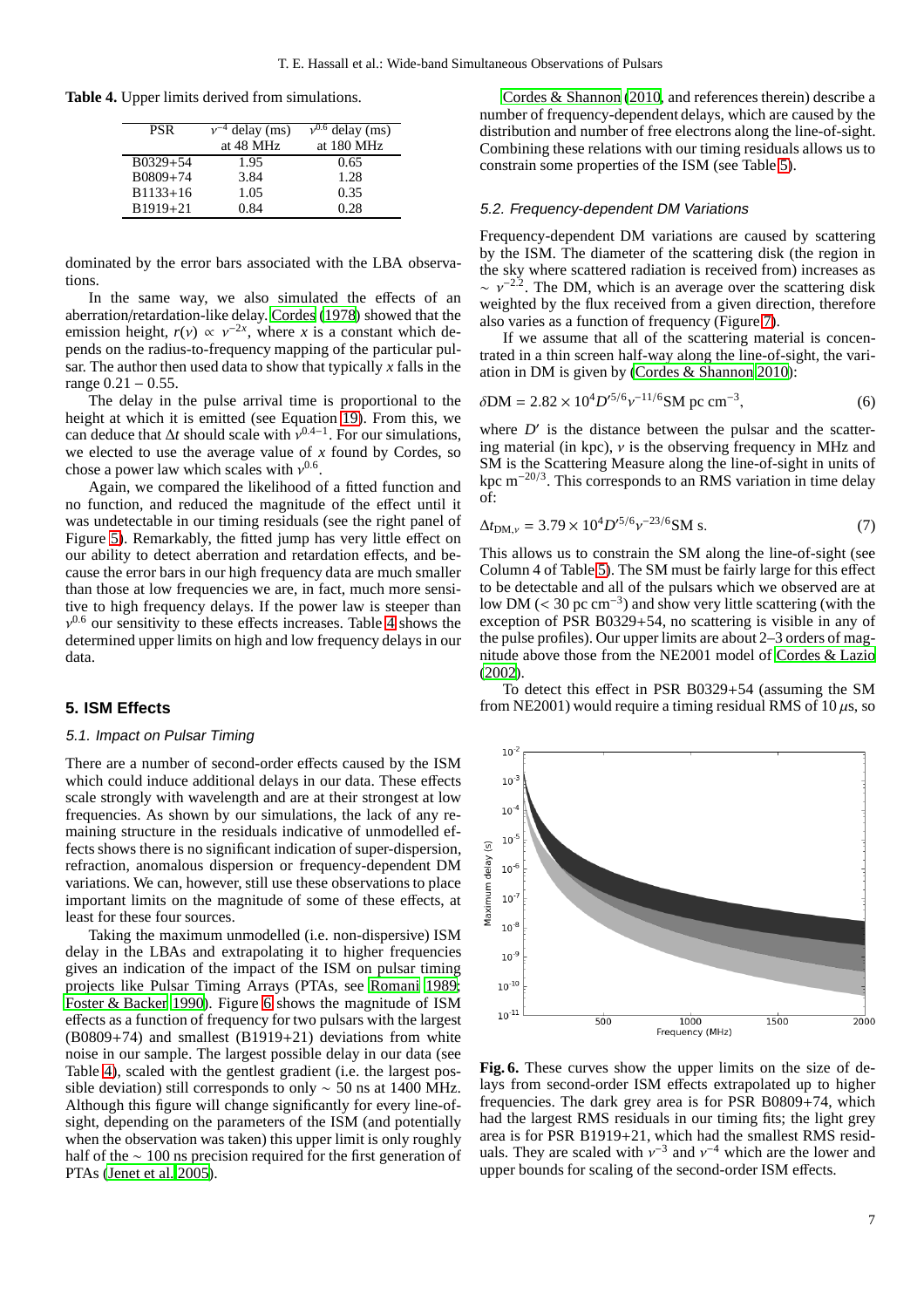**Table 4.** Upper limits derived from simulations.

| PSR | $\nu^{-4}$ delay (ms) at 48 MHz | $\nu^{0.6}$ delay (ms) at 180 MHz |
|---|---|---|
| B0329+54 | 1.95 | 0.65 |
| B0809+74 | 3.84 | 1.28 |
| B1133+16 | 1.05 | 0.35 |
| B1919+21 | 0.84 | 0.28 |

dominated by the error bars associated with the LBA observations.

In the same way, we also simulated the effects of an aberration/retardation-like delay. Cordes (1978) showed that the emission height, $r(\nu) \propto \nu^{-2x}$, where $x$ is a constant which depends on the radius-to-frequency mapping of the particular pulsar. The author then used data to show that typically $x$ falls in the range $0.21 - 0.55$.

The delay in the pulse arrival time is proportional to the height at which it is emitted (see Equation 19). From this, we can deduce that $\Delta t$ should scale with $\nu^{0.4-1}$. For our simulations, we elected to use the average value of $x$ found by Cordes, so chose a power law which scales with $\nu^{0.6}$.

Again, we compared the likelihood of a fitted function and no function, and reduced the magnitude of the effect until it was undetectable in our timing residuals (see the right panel of Figure 5). Remarkably, the fitted jump has very little effect on our ability to detect aberration and retardation effects, and because the error bars in our high frequency data are much smaller than those at low frequencies we are, in fact, much more sensitive to high frequency delays. If the power law is steeper than $\nu^{0.6}$ our sensitivity to these effects increases. Table 4 shows the determined upper limits on high and low frequency delays in our data.

## 5. ISM Effects

### 5.1. Impact on Pulsar Timing

There are a number of second-order effects caused by the ISM which could induce additional delays in our data. These effects scale strongly with wavelength and are at their strongest at low frequencies. As shown by our simulations, the lack of any remaining structure in the residuals indicative of unmodelled effects shows there is no significant indication of super-dispersion, refraction, anomalous dispersion or frequency-dependent DM variations. We can, however, still use these observations to place important limits on the magnitude of some of these effects, at least for these four sources.

Taking the maximum unmodelled (i.e. non-dispersive) ISM delay in the LBAs and extrapolating it to higher frequencies gives an indication of the impact of the ISM on pulsar timing projects like Pulsar Timing Arrays (PTAs, see Romani 1989; Foster & Backer 1990). Figure 6 shows the magnitude of ISM effects as a function of frequency for two pulsars with the largest (B0809+74) and smallest (B1919+21) deviations from white noise in our sample. The largest possible delay in our data (see Table 4), scaled with the gentlest gradient (i.e. the largest possible deviation) still corresponds to only $\sim 50$ ns at 1400 MHz. Although this figure will change significantly for every line-of-sight, depending on the parameters of the ISM (and potentially when the observation was taken) this upper limit is only roughly half of the $\sim 100$ ns precision required for the first generation of PTAs (Jenet et al. 2005).

Cordes & Shannon (2010, and references therein) describe a number of frequency-dependent delays, which are caused by the distribution and number of free electrons along the line-of-sight. Combining these relations with our timing residuals allows us to constrain some properties of the ISM (see Table 5).

### 5.2. Frequency-dependent DM Variations

Frequency-dependent DM variations are caused by scattering by the ISM. The diameter of the scattering disk (the region in the sky where scattered radiation is received from) increases as $\sim \nu^{-2.2}$. The DM, which is an average over the scattering disk weighted by the flux received from a given direction, therefore also varies as a function of frequency (Figure 7).

If we assume that all of the scattering material is concentrated in a thin screen half-way along the line-of-sight, the variation in DM is given by (Cordes & Shannon 2010):

$$\delta\mathrm{DM} = 2.82 \times 10^4 D'^{5/6} \nu^{-11/6} \mathrm{SM}\ \mathrm{pc\ cm^{-3}}, \tag{6}$$

where $D'$ is the distance between the pulsar and the scattering material (in kpc), $\nu$ is the observing frequency in MHz and SM is the Scattering Measure along the line-of-sight in units of kpc m$^{-20/3}$. This corresponds to an RMS variation in time delay of:

$$\Delta t_{\mathrm{DM},\nu} = 3.79 \times 10^4 D'^{5/6} \nu^{-23/6} \mathrm{SM\ s}. \tag{7}$$

This allows us to constrain the SM along the line-of-sight (see Column 4 of Table 5). The SM must be fairly large for this effect to be detectable and all of the pulsars which we observed are at low DM ($< 30$ pc cm$^{-3}$) and show very little scattering (with the exception of PSR B0329+54, no scattering is visible in any of the pulse profiles). Our upper limits are about 2–3 orders of magnitude above those from the NE2001 model of Cordes & Lazio (2002).

To detect this effect in PSR B0329+54 (assuming the SM from NE2001) would require a timing residual RMS of 10 $\mu$s, so

**Fig. 6.** These curves show the upper limits on the size of delays from second-order ISM effects extrapolated up to higher frequencies. The dark grey area is for PSR B0809+74, which had the largest RMS residuals in our timing fits; the light grey area is for PSR B1919+21, which had the smallest RMS residuals. They are scaled with $\nu^{-3}$ and $\nu^{-4}$ which are the lower and upper bounds for scaling of the second-order ISM effects.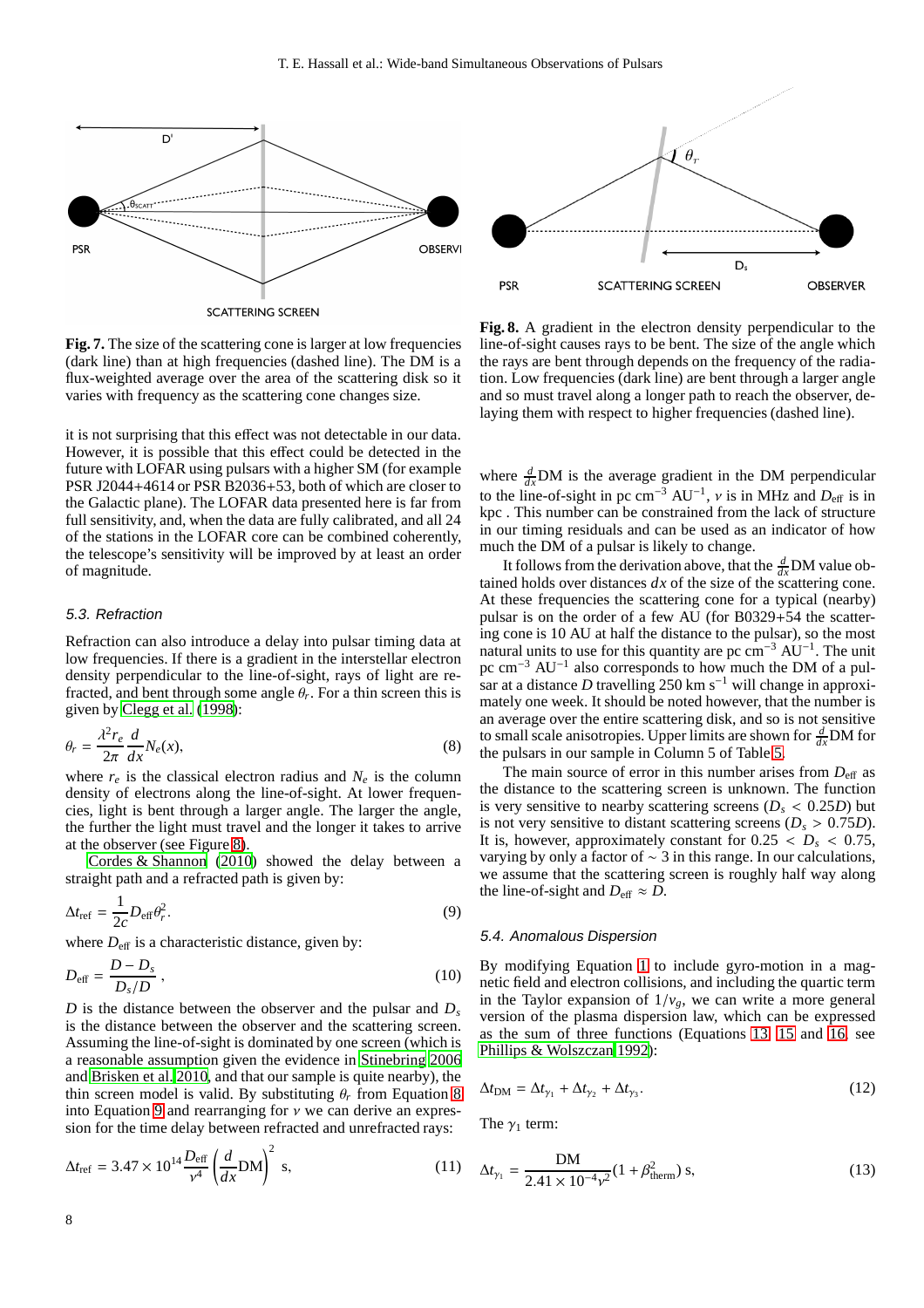Fig. 7. The size of the scattering cone is larger at low frequencies (dark line) than at high frequencies (dashed line). The DM is a flux-weighted average over the area of the scattering disk so it varies with frequency as the scattering cone changes size.

Fig. 8. A gradient in the electron density perpendicular to the line-of-sight causes rays to be bent. The size of the angle which the rays are bent through depends on the frequency of the radiation. Low frequencies (dark line) are bent through a larger angle and so must travel along a longer path to reach the observer, delaying them with respect to higher frequencies (dashed line).

it is not surprising that this effect was not detectable in our data. However, it is possible that this effect could be detected in the future with LOFAR using pulsars with a higher SM (for example PSR J2044+4614 or PSR B2036+53, both of which are closer to the Galactic plane). The LOFAR data presented here is far from full sensitivity, and, when the data are fully calibrated, and all 24 of the stations in the LOFAR core can be combined coherently, the telescope's sensitivity will be improved by at least an order of magnitude.

### 5.3. Refraction

Refraction can also introduce a delay into pulsar timing data at low frequencies. If there is a gradient in the interstellar electron density perpendicular to the line-of-sight, rays of light are refracted, and bent through some angle $\theta_r$. For a thin screen this is given by Clegg et al. (1998):

$$\theta_r = \frac{\lambda^2 r_e}{2\pi} \frac{d}{dx} N_e(x), \tag{8}$$

where $r_e$ is the classical electron radius and $N_e$ is the column density of electrons along the line-of-sight. At lower frequencies, light is bent through a larger angle. The larger the angle, the further the light must travel and the longer it takes to arrive at the observer (see Figure 8).

Cordes & Shannon (2010) showed the delay between a straight path and a refracted path is given by:

$$\Delta t_{\mathrm{ref}} = \frac{1}{2c} D_{\mathrm{eff}} \theta_r^2. \tag{9}$$

where $D_{\mathrm{eff}}$ is a characteristic distance, given by:

$$D_{\mathrm{eff}} = \frac{D - D_s}{D_s/D}, \tag{10}$$

$D$ is the distance between the observer and the pulsar and $D_s$ is the distance between the observer and the scattering screen. Assuming the line-of-sight is dominated by one screen (which is a reasonable assumption given the evidence in Stinebring 2006 and Brisken et al. 2010, and that our sample is quite nearby), the thin screen model is valid. By substituting $\theta_r$ from Equation 8 into Equation 9 and rearranging for $\nu$ we can derive an expression for the time delay between refracted and unrefracted rays:

$$\Delta t_{\mathrm{ref}} = 3.47 \times 10^{14} \frac{D_{\mathrm{eff}}}{\nu^4} \left( \frac{d}{dx} \mathrm{DM} \right)^2 \ \mathrm{s}, \tag{11}$$

where $\frac{d}{dx}$DM is the average gradient in the DM perpendicular to the line-of-sight in pc cm$^{-3}$ AU$^{-1}$, $\nu$ is in MHz and $D_{\mathrm{eff}}$ is in kpc . This number can be constrained from the lack of structure in our timing residuals and can be used as an indicator of how much the DM of a pulsar is likely to change.

It follows from the derivation above, that the $\frac{d}{dx}$DM value obtained holds over distances $dx$ of the size of the scattering cone. At these frequencies the scattering cone for a typical (nearby) pulsar is on the order of a few AU (for B0329+54 the scattering cone is 10 AU at half the distance to the pulsar), so the most natural units to use for this quantity are pc cm$^{-3}$ AU$^{-1}$. The unit pc cm$^{-3}$ AU$^{-1}$ also corresponds to how much the DM of a pulsar at a distance $D$ travelling 250 km s$^{-1}$ will change in approximately one week. It should be noted however, that the number is an average over the entire scattering disk, and so is not sensitive to small scale anisotropies. Upper limits are shown for $\frac{d}{dx}$DM for the pulsars in our sample in Column 5 of Table 5.

The main source of error in this number arises from $D_{\mathrm{eff}}$ as the distance to the scattering screen is unknown. The function is very sensitive to nearby scattering screens ($D_s < 0.25D$) but is not very sensitive to distant scattering screens ($D_s > 0.75D$). It is, however, approximately constant for $0.25 < D_s < 0.75$, varying by only a factor of $\sim 3$ in this range. In our calculations, we assume that the scattering screen is roughly half way along the line-of-sight and $D_{\mathrm{eff}} \approx D$.

### 5.4. Anomalous Dispersion

By modifying Equation 1 to include gyro-motion in a magnetic field and electron collisions, and including the quartic term in the Taylor expansion of $1/v_g$, we can write a more general version of the plasma dispersion law, which can be expressed as the sum of three functions (Equations 13, 15 and 16, see Phillips & Wolszczan 1992):

$$\Delta t_{\mathrm{DM}} = \Delta t_{\gamma_1} + \Delta t_{\gamma_2} + \Delta t_{\gamma_3}. \tag{12}$$

The $\gamma_1$ term:

$$\Delta t_{\gamma_1} = \frac{\mathrm{DM}}{2.41 \times 10^{-4} \nu^2} (1 + \beta_{\mathrm{therm}}^2) \ \mathrm{s}, \tag{13}$$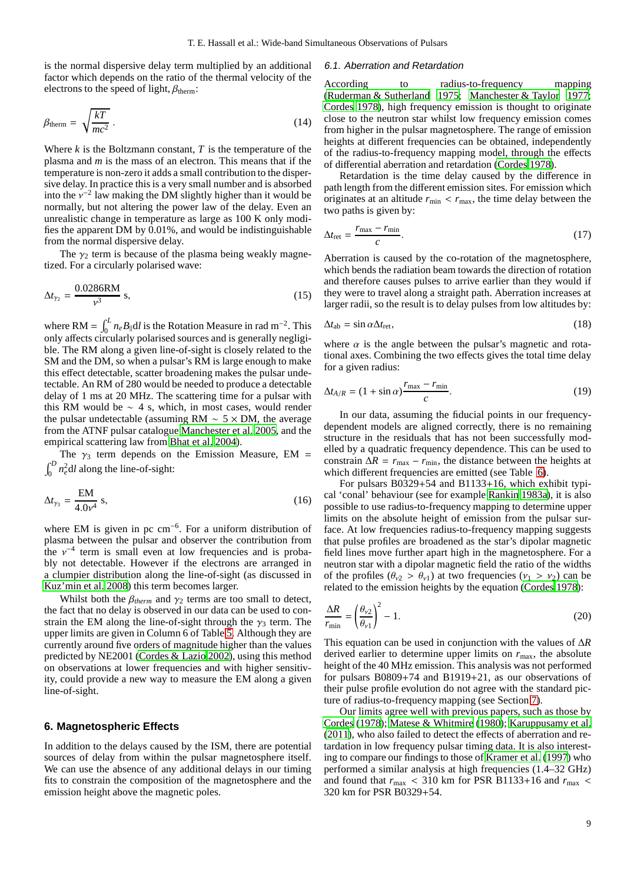is the normal dispersive delay term multiplied by an additional factor which depends on the ratio of the thermal velocity of the electrons to the speed of light, $\beta_{\text{therm}}$:

$$\beta_{\text{therm}} = \sqrt{\frac{kT}{mc^2}}\,. \tag{14}$$

Where $k$ is the Boltzmann constant, $T$ is the temperature of the plasma and $m$ is the mass of an electron. This means that if the temperature is non-zero it adds a small contribution to the dispersive delay. In practice this is a very small number and is absorbed into the $\nu^{-2}$ law making the DM slightly higher than it would be normally, but not altering the power law of the delay. Even an unrealistic change in temperature as large as 100 K only modifies the apparent DM by 0.01%, and would be indistinguishable from the normal dispersive delay.

The $\gamma_2$ term is because of the plasma being weakly magnetized. For a circularly polarised wave:

$$\Delta t_{\gamma_2} = \frac{0.0286\text{RM}}{\nu^3}\ \text{s}, \tag{15}$$

where $\text{RM} = \int_0^L n_e B_{\|} \mathrm{d}l$ is the Rotation Measure in rad m$^{-2}$. This only affects circularly polarised sources and is generally negligible. The RM along a given line-of-sight is closely related to the SM and the DM, so when a pulsar's RM is large enough to make this effect detectable, scatter broadening makes the pulsar undetectable. An RM of 280 would be needed to produce a detectable delay of 1 ms at 20 MHz. The scattering time for a pulsar with this RM would be $\sim$ 4 s, which, in most cases, would render the pulsar undetectable (assuming RM $\sim 5\times$ DM, the average from the ATNF pulsar catalogue Manchester et al. 2005, and the empirical scattering law from Bhat et al. 2004).

The $\gamma_3$ term depends on the Emission Measure, $\text{EM} = \int_0^D n_e^2 \mathrm{d}l$ along the line-of-sight:

$$\Delta t_{\gamma_3} = \frac{\text{EM}}{4.0\nu^4}\ \text{s}, \tag{16}$$

where EM is given in pc cm$^{-6}$. For a uniform distribution of plasma between the pulsar and observer the contribution from the $\nu^{-4}$ term is small even at low frequencies and is probably not detectable. However if the electrons are arranged in a clumpier distribution along the line-of-sight (as discussed in Kuz'min et al. 2008) this term becomes larger.

Whilst both the $\beta_{therm}$ and $\gamma_2$ terms are too small to detect, the fact that no delay is observed in our data can be used to constrain the EM along the line-of-sight through the $\gamma_3$ term. The upper limits are given in Column 6 of Table 5. Although they are currently around five orders of magnitude higher than the values predicted by NE2001 (Cordes & Lazio 2002), using this method on observations at lower frequencies and with higher sensitivity, could provide a new way to measure the EM along a given line-of-sight.

## 6. Magnetospheric Effects

In addition to the delays caused by the ISM, there are potential sources of delay from within the pulsar magnetosphere itself. We can use the absence of any additional delays in our timing fits to constrain the composition of the magnetosphere and the emission height above the magnetic poles.

### 6.1. Aberration and Retardation

According to radius-to-frequency mapping (Ruderman & Sutherland 1975; Manchester & Taylor 1977; Cordes 1978), high frequency emission is thought to originate close to the neutron star whilst low frequency emission comes from higher in the pulsar magnetosphere. The range of emission heights at different frequencies can be obtained, independently of the radius-to-frequency mapping model, through the effects of differential aberration and retardation (Cordes 1978).

Retardation is the time delay caused by the difference in path length from the different emission sites. For emission which originates at an altitude $r_{\text{min}} < r_{\text{max}}$, the time delay between the two paths is given by:

$$\Delta t_{\text{ret}} = \frac{r_{\text{max}} - r_{\text{min}}}{c}. \tag{17}$$

Aberration is caused by the co-rotation of the magnetosphere, which bends the radiation beam towards the direction of rotation and therefore causes pulses to arrive earlier than they would if they were to travel along a straight path. Aberration increases at larger radii, so the result is to delay pulses from low altitudes by:

$$\Delta t_{\text{ab}} = \sin\alpha\Delta t_{\text{ret}}, \tag{18}$$

where $\alpha$ is the angle between the pulsar's magnetic and rotational axes. Combining the two effects gives the total time delay for a given radius:

$$\Delta t_{A/R} = (1+\sin\alpha)\frac{r_{\text{max}} - r_{\text{min}}}{c}. \tag{19}$$

In our data, assuming the fiducial points in our frequency-dependent models are aligned correctly, there is no remaining structure in the residuals that has not been successfully modelled by a quadratic frequency dependence. This can be used to constrain $\Delta R = r_{\text{max}} - r_{\text{min}}$, the distance between the heights at which different frequencies are emitted (see Table 6).

For pulsars B0329+54 and B1133+16, which exhibit typical 'conal' behaviour (see for example Rankin 1983a), it is also possible to use radius-to-frequency mapping to determine upper limits on the absolute height of emission from the pulsar surface. At low frequencies radius-to-frequency mapping suggests that pulse profiles are broadened as the star's dipolar magnetic field lines move further apart high in the magnetosphere. For a neutron star with a dipolar magnetic field the ratio of the widths of the profiles ($\theta_{\nu 2} > \theta_{\nu 1}$) at two frequencies ($\nu_1 > \nu_2$) can be related to the emission heights by the equation (Cordes 1978):

$$\frac{\Delta R}{r_{\text{min}}} = \left(\frac{\theta_{\nu 2}}{\theta_{\nu 1}}\right)^2 - 1. \tag{20}$$

This equation can be used in conjunction with the values of $\Delta R$ derived earlier to determine upper limits on $r_{\text{max}}$, the absolute height of the 40 MHz emission. This analysis was not performed for pulsars B0809+74 and B1919+21, as our observations of their pulse profile evolution do not agree with the standard picture of radius-to-frequency mapping (see Section 7).

Our limits agree well with previous papers, such as those by Cordes (1978); Matese & Whitmire (1980); Karuppusamy et al. (2011), who also failed to detect the effects of aberration and retardation in low frequency pulsar timing data. It is also interesting to compare our findings to those of Kramer et al. (1997) who performed a similar analysis at high frequencies (1.4–32 GHz) and found that $r_{\text{max}} < 310$ km for PSR B1133+16 and $r_{\text{max}} < 320$ km for PSR B0329+54.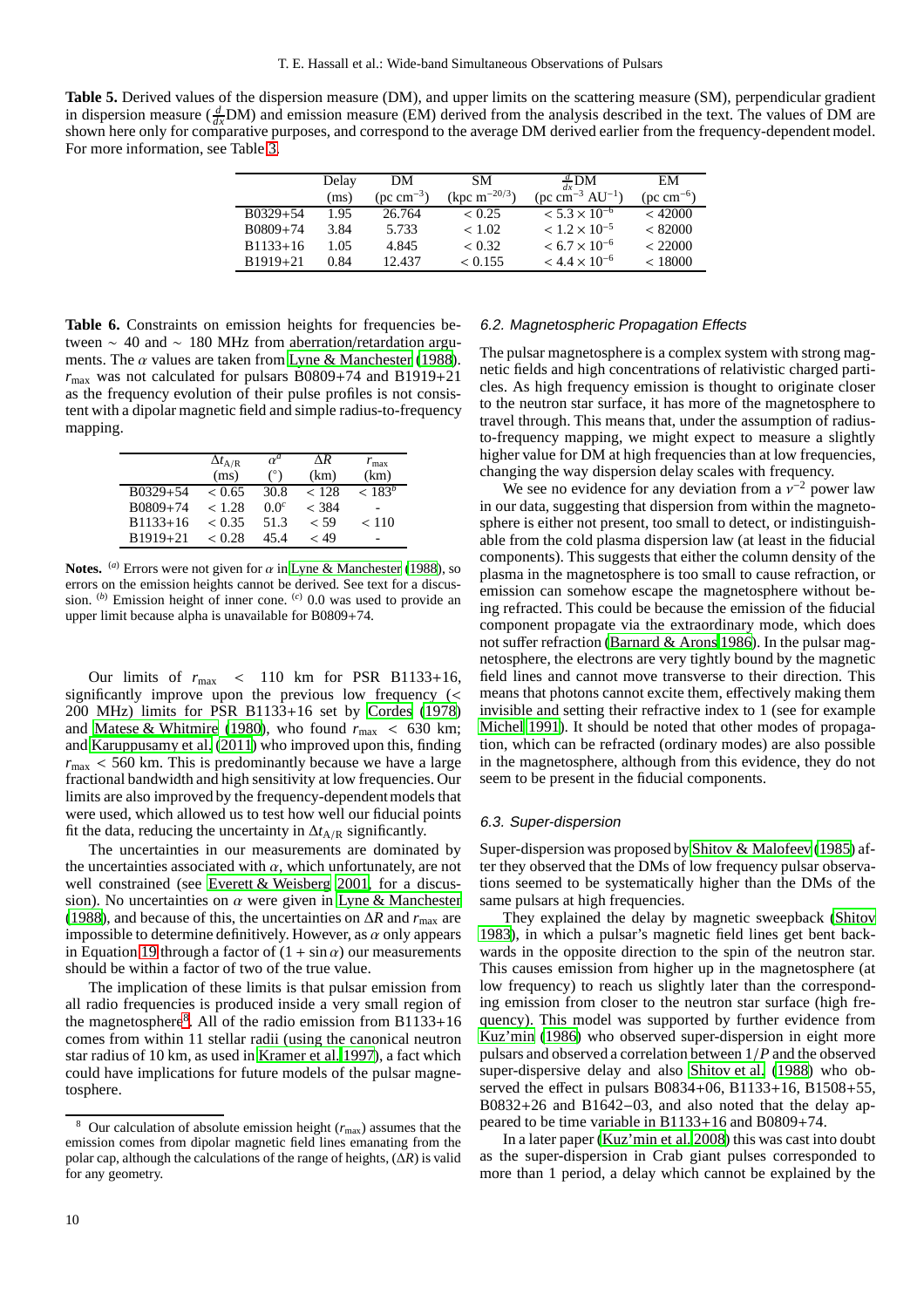**Table 5.** Derived values of the dispersion measure (DM), and upper limits on the scattering measure (SM), perpendicular gradient in dispersion measure ($\frac{d}{dx}$DM) and emission measure (EM) derived from the analysis described in the text. The values of DM are shown here only for comparative purposes, and correspond to the average DM derived earlier from the frequency-dependent model. For more information, see Table 3.

| | Delay (ms) | DM (pc cm$^{-3}$) | SM (kpc m$^{-20/3}$) | $\frac{d}{dx}$DM (pc cm$^{-3}$ AU$^{-1}$) | EM (pc cm$^{-6}$) |
|---|---|---|---|---|---|
| B0329+54 | 1.95 | 26.764 | $< 0.25$ | $< 5.3 \times 10^{-6}$ | $< 42000$ |
| B0809+74 | 3.84 | 5.733 | $< 1.02$ | $< 1.2 \times 10^{-5}$ | $< 82000$ |
| B1133+16 | 1.05 | 4.845 | $< 0.32$ | $< 6.7 \times 10^{-6}$ | $< 22000$ |
| B1919+21 | 0.84 | 12.437 | $< 0.155$ | $< 4.4 \times 10^{-6}$ | $< 18000$ |

**Table 6.** Constraints on emission heights for frequencies between ~ 40 and ~ 180 MHz from aberration/retardation arguments. The $\alpha$ values are taken from Lyne & Manchester (1988). $r_{\rm max}$ was not calculated for pulsars B0809+74 and B1919+21 as the frequency evolution of their pulse profiles is not consistent with a dipolar magnetic field and simple radius-to-frequency mapping.

| | $\Delta t_{\rm A/R}$ (ms) | $\alpha^{a}$ (°) | $\Delta R$ (km) | $r_{\rm max}$ (km) |
|---|---|---|---|---|
| B0329+54 | $< 0.65$ | 30.8 | $< 128$ | $< 183^{b}$ |
| B0809+74 | $< 1.28$ | $0.0^{c}$ | $< 384$ | - |
| B1133+16 | $< 0.35$ | 51.3 | $< 59$ | $< 110$ |
| B1919+21 | $< 0.28$ | 45.4 | $< 49$ | - |

**Notes.** [(a)] Errors were not given for $\alpha$ in Lyne & Manchester (1988), so errors on the emission heights cannot be derived. See text for a discussion. [(b)] Emission height of inner cone. [(c)] 0.0 was used to provide an upper limit because alpha is unavailable for B0809+74.

Our limits of $r_{\rm max} < 110$ km for PSR B1133+16, significantly improve upon the previous low frequency ($<$ 200 MHz) limits for PSR B1133+16 set by Cordes (1978) and Matese & Whitmire (1980), who found $r_{\rm max} < 630$ km; and Karuppusamy et al. (2011) who improved upon this, finding $r_{\rm max} < 560$ km. This is predominantly because we have a large fractional bandwidth and high sensitivity at low frequencies. Our limits are also improved by the frequency-dependent models that were used, which allowed us to test how well our fiducial points fit the data, reducing the uncertainty in $\Delta t_{\rm A/R}$ significantly.

The uncertainties in our measurements are dominated by the uncertainties associated with $\alpha$, which unfortunately, are not well constrained (see Everett & Weisberg 2001, for a discussion). No uncertainties on $\alpha$ were given in Lyne & Manchester (1988), and because of this, the uncertainties on $\Delta R$ and $r_{\rm max}$ are impossible to determine definitively. However, as $\alpha$ only appears in Equation 19 through a factor of $(1 + \sin \alpha)$ our measurements should be within a factor of two of the true value.

The implication of these limits is that pulsar emission from all radio frequencies is produced inside a very small region of the magnetosphere[8]. All of the radio emission from B1133+16 comes from within 11 stellar radii (using the canonical neutron star radius of 10 km, as used in Kramer et al. 1997), a fact which could have implications for future models of the pulsar magnetosphere.

[8] Our calculation of absolute emission height ($r_{\rm max}$) assumes that the emission comes from dipolar magnetic field lines emanating from the polar cap, although the calculations of the range of heights, ($\Delta R$) is valid for any geometry.

### 6.2. Magnetospheric Propagation Effects

The pulsar magnetosphere is a complex system with strong magnetic fields and high concentrations of relativistic charged particles. As high frequency emission is thought to originate closer to the neutron star surface, it has more of the magnetosphere to travel through. This means that, under the assumption of radius-to-frequency mapping, we might expect to measure a slightly higher value for DM at high frequencies than at low frequencies, changing the way dispersion delay scales with frequency.

We see no evidence for any deviation from a $\nu^{-2}$ power law in our data, suggesting that dispersion from within the magnetosphere is either not present, too small to detect, or indistinguishable from the cold plasma dispersion law (at least in the fiducial components). This suggests that either the column density of the plasma in the magnetosphere is too small to cause refraction, or emission can somehow escape the magnetosphere without being refracted. This could be because the emission of the fiducial component propagate via the extraordinary mode, which does not suffer refraction (Barnard & Arons 1986). In the pulsar magnetosphere, the electrons are very tightly bound by the magnetic field lines and cannot move transverse to their direction. This means that photons cannot excite them, effectively making them invisible and setting their refractive index to 1 (see for example Michel 1991). It should be noted that other modes of propagation, which can be refracted (ordinary modes) are also possible in the magnetosphere, although from this evidence, they do not seem to be present in the fiducial components.

### 6.3. Super-dispersion

Super-dispersion was proposed by Shitov & Malofeev (1985) after they observed that the DMs of low frequency pulsar observations seemed to be systematically higher than the DMs of the same pulsars at high frequencies.

They explained the delay by magnetic sweepback (Shitov 1983), in which a pulsar's magnetic field lines get bent backwards in the opposite direction to the spin of the neutron star. This causes emission from higher up in the magnetosphere (at low frequency) to reach us slightly later than the corresponding emission from closer to the neutron star surface (high frequency). This model was supported by further evidence from Kuz'min (1986) who observed super-dispersion in eight more pulsars and observed a correlation between $1/P$ and the observed super-dispersive delay and also Shitov et al. (1988) who observed the effect in pulsars B0834+06, B1133+16, B1508+55, B0832+26 and B1642−03, and also noted that the delay appeared to be time variable in B1133+16 and B0809+74.

In a later paper (Kuz'min et al. 2008) this was cast into doubt as the super-dispersion in Crab giant pulses corresponded to more than 1 period, a delay which cannot be explained by the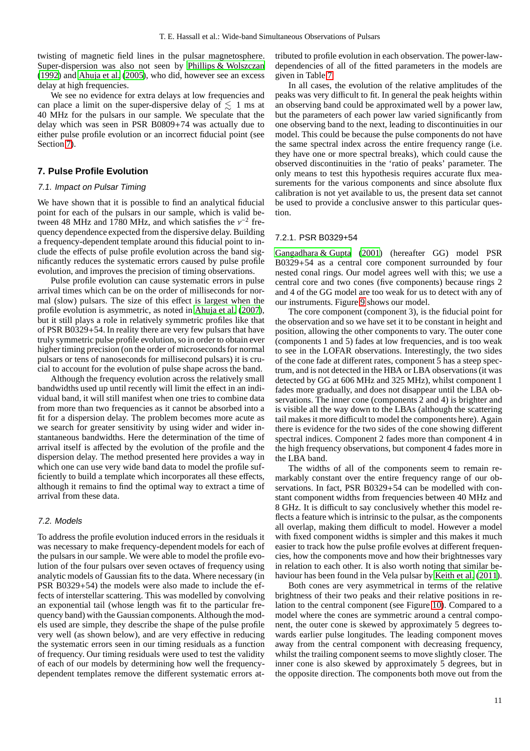twisting of magnetic field lines in the pulsar magnetosphere. Super-dispersion was also not seen by Phillips & Wolszczan (1992) and Ahuja et al. (2005), who did, however see an excess delay at high frequencies.

We see no evidence for extra delays at low frequencies and can place a limit on the super-dispersive delay of $\lesssim$ 1 ms at 40 MHz for the pulsars in our sample. We speculate that the delay which was seen in PSR B0809+74 was actually due to either pulse profile evolution or an incorrect fiducial point (see Section 7).

## 7. Pulse Profile Evolution

### 7.1. Impact on Pulsar Timing

We have shown that it is possible to find an analytical fiducial point for each of the pulsars in our sample, which is valid between 48 MHz and 1780 MHz, and which satisfies the $\nu^{-2}$ frequency dependence expected from the dispersive delay. Building a frequency-dependent template around this fiducial point to include the effects of pulse profile evolution across the band significantly reduces the systematic errors caused by pulse profile evolution, and improves the precision of timing observations.

Pulse profile evolution can cause systematic errors in pulse arrival times which can be on the order of milliseconds for normal (slow) pulsars. The size of this effect is largest when the profile evolution is asymmetric, as noted in Ahuja et al. (2007), but it still plays a role in relatively symmetric profiles like that of PSR B0329+54. In reality there are very few pulsars that have truly symmetric pulse profile evolution, so in order to obtain ever higher timing precision (on the order of microseconds for normal pulsars or tens of nanoseconds for millisecond pulsars) it is crucial to account for the evolution of pulse shape across the band.

Although the frequency evolution across the relatively small bandwidths used up until recently will limit the effect in an individual band, it will still manifest when one tries to combine data from more than two frequencies as it cannot be absorbed into a fit for a dispersion delay. The problem becomes more acute as we search for greater sensitivity by using wider and wider instantaneous bandwidths. Here the determination of the time of arrival itself is affected by the evolution of the profile and the dispersion delay. The method presented here provides a way in which one can use very wide band data to model the profile sufficiently to build a template which incorporates all these effects, although it remains to find the optimal way to extract a time of arrival from these data.

### 7.2. Models

To address the profile evolution induced errors in the residuals it was necessary to make frequency-dependent models for each of the pulsars in our sample. We were able to model the profile evolution of the four pulsars over seven octaves of frequency using analytic models of Gaussian fits to the data. Where necessary (in PSR B0329+54) the models were also made to include the effects of interstellar scattering. This was modelled by convolving an exponential tail (whose length was fit to the particular frequency band) with the Gaussian components. Although the models used are simple, they describe the shape of the pulse profile very well (as shown below), and are very effective in reducing the systematic errors seen in our timing residuals as a function of frequency. Our timing residuals were used to test the validity of each of our models by determining how well the frequency-dependent templates remove the different systematic errors attributed to profile evolution in each observation. The power-law-dependencies of all of the fitted parameters in the models are given in Table 7.

In all cases, the evolution of the relative amplitudes of the peaks was very difficult to fit. In general the peak heights within an observing band could be approximated well by a power law, but the parameters of each power law varied significantly from one observing band to the next, leading to discontinuities in our model. This could be because the pulse components do not have the same spectral index across the entire frequency range (i.e. they have one or more spectral breaks), which could cause the observed discontinuities in the 'ratio of peaks' parameter. The only means to test this hypothesis requires accurate flux measurements for the various components and since absolute flux calibration is not yet available to us, the present data set cannot be used to provide a conclusive answer to this particular question.

#### 7.2.1. PSR B0329+54

Gangadhara & Gupta (2001) (hereafter GG) model PSR B0329+54 as a central core component surrounded by four nested conal rings. Our model agrees well with this; we use a central core and two cones (five components) because rings 2 and 4 of the GG model are too weak for us to detect with any of our instruments. Figure 9 shows our model.

The core component (component 3), is the fiducial point for the observation and so we have set it to be constant in height and position, allowing the other components to vary. The outer cone (components 1 and 5) fades at low frequencies, and is too weak to see in the LOFAR observations. Interestingly, the two sides of the cone fade at different rates, component 5 has a steep spectrum, and is not detected in the HBA or LBA observations (it was detected by GG at 606 MHz and 325 MHz), whilst component 1 fades more gradually, and does not disappear until the LBA observations. The inner cone (components 2 and 4) is brighter and is visible all the way down to the LBAs (although the scattering tail makes it more difficult to model the components here). Again there is evidence for the two sides of the cone showing different spectral indices. Component 2 fades more than component 4 in the high frequency observations, but component 4 fades more in the LBA band.

The widths of all of the components seem to remain remarkably constant over the entire frequency range of our observations. In fact, PSR B0329+54 can be modelled with constant component widths from frequencies between 40 MHz and 8 GHz. It is difficult to say conclusively whether this model reflects a feature which is intrinsic to the pulsar, as the components all overlap, making them difficult to model. However a model with fixed component widths is simpler and this makes it much easier to track how the pulse profile evolves at different frequencies, how the components move and how their brightnesses vary in relation to each other. It is also worth noting that similar behaviour has been found in the Vela pulsar by Keith et al. (2011).

Both cones are very asymmetrical in terms of the relative brightness of their two peaks and their relative positions in relation to the central component (see Figure 10). Compared to a model where the cones are symmetric around a central component, the outer cone is skewed by approximately 5 degrees towards earlier pulse longitudes. The leading component moves away from the central component with decreasing frequency, whilst the trailing component seems to move slightly closer. The inner cone is also skewed by approximately 5 degrees, but in the opposite direction. The components both move out from the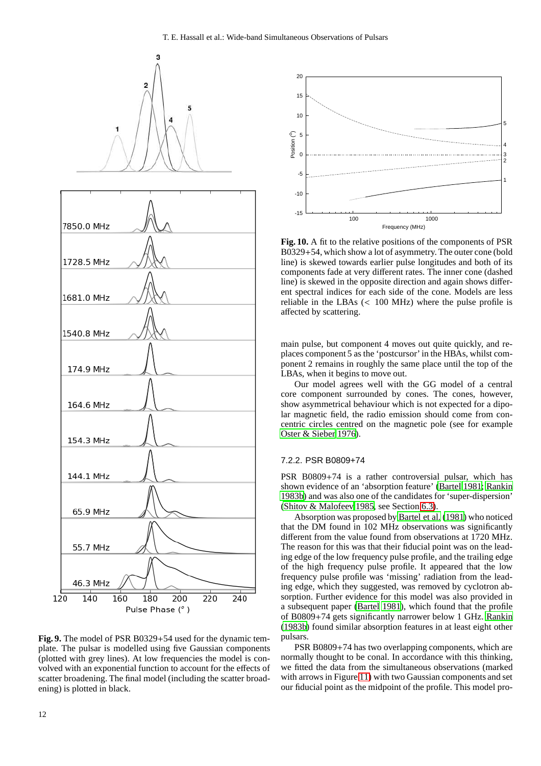**Fig. 9.** The model of PSR B0329+54 used for the dynamic template. The pulsar is modelled using five Gaussian components (plotted with grey lines). At low frequencies the model is convolved with an exponential function to account for the effects of scatter broadening. The final model (including the scatter broadening) is plotted in black.

**Fig. 10.** A fit to the relative positions of the components of PSR B0329+54, which show a lot of asymmetry. The outer cone (bold line) is skewed towards earlier pulse longitudes and both of its components fade at very different rates. The inner cone (dashed line) is skewed in the opposite direction and again shows different spectral indices for each side of the cone. Models are less reliable in the LBAs ($<$ 100 MHz) where the pulse profile is affected by scattering.

main pulse, but component 4 moves out quite quickly, and replaces component 5 as the 'postcursor' in the HBAs, whilst component 2 remains in roughly the same place until the top of the LBAs, when it begins to move out.

Our model agrees well with the GG model of a central core component surrounded by cones. The cones, however, show asymmetrical behaviour which is not expected for a dipolar magnetic field, the radio emission should come from concentric circles centred on the magnetic pole (see for example Oster & Sieber 1976).

### 7.2.2. PSR B0809+74

PSR B0809+74 is a rather controversial pulsar, which has shown evidence of an 'absorption feature' (Bartel 1981; Rankin 1983b) and was also one of the candidates for 'super-dispersion' (Shitov & Malofeev 1985, see Section 6.3).

Absorption was proposed by Bartel et al. (1981) who noticed that the DM found in 102 MHz observations was significantly different from the value found from observations at 1720 MHz. The reason for this was that their fiducial point was on the leading edge of the low frequency pulse profile, and the trailing edge of the high frequency pulse profile. It appeared that the low frequency pulse profile was 'missing' radiation from the leading edge, which they suggested, was removed by cyclotron absorption. Further evidence for this model was also provided in a subsequent paper (Bartel 1981), which found that the profile of B0809+74 gets significantly narrower below 1 GHz. Rankin (1983b) found similar absorption features in at least eight other pulsars.

PSR B0809+74 has two overlapping components, which are normally thought to be conal. In accordance with this thinking, we fitted the data from the simultaneous observations (marked with arrows in Figure 11) with two Gaussian components and set our fiducial point as the midpoint of the profile. This model pro-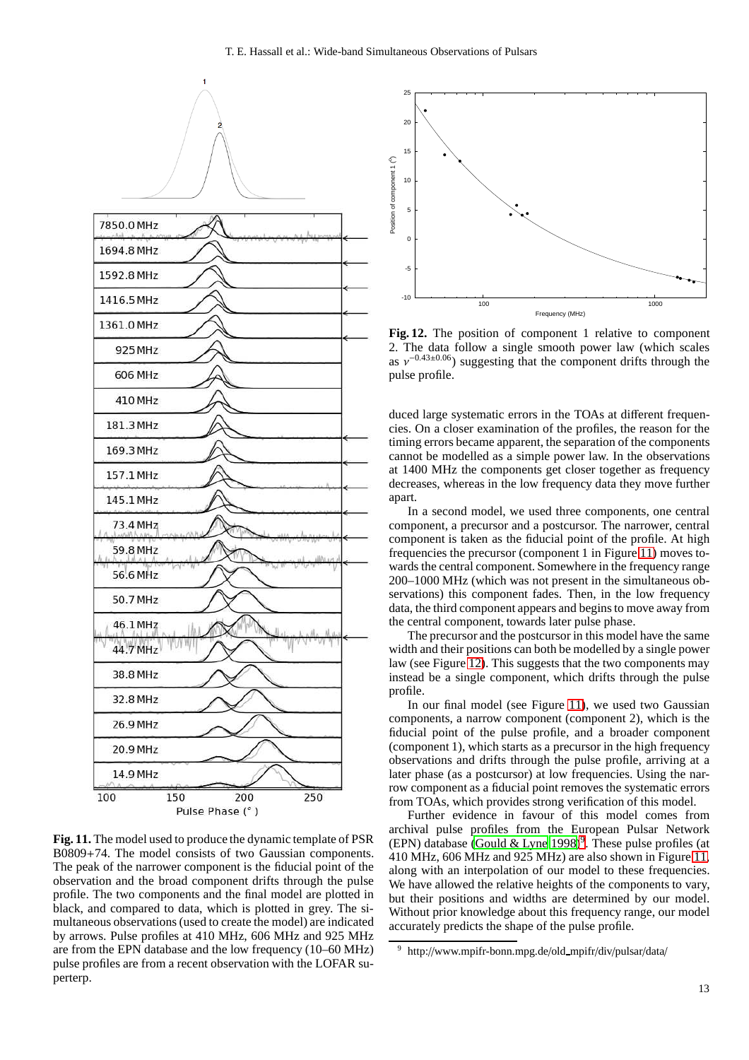**Fig. 11.** The model used to produce the dynamic template of PSR B0809+74. The model consists of two Gaussian components. The peak of the narrower component is the fiducial point of the observation and the broad component drifts through the pulse profile. The two components and the final model are plotted in black, and compared to data, which is plotted in grey. The simultaneous observations (used to create the model) are indicated by arrows. Pulse profiles at 410 MHz, 606 MHz and 925 MHz are from the EPN database and the low frequency (10–60 MHz) pulse profiles are from a recent observation with the LOFAR superterp.

**Fig. 12.** The position of component 1 relative to component 2. The data follow a single smooth power law (which scales as $\nu^{-0.43\pm0.06}$) suggesting that the component drifts through the pulse profile.

duced large systematic errors in the TOAs at different frequencies. On a closer examination of the profiles, the reason for the timing errors became apparent, the separation of the components cannot be modelled as a simple power law. In the observations at 1400 MHz the components get closer together as frequency decreases, whereas in the low frequency data they move further apart.

In a second model, we used three components, one central component, a precursor and a postcursor. The narrower, central component is taken as the fiducial point of the profile. At high frequencies the precursor (component 1 in Figure 11) moves towards the central component. Somewhere in the frequency range 200–1000 MHz (which was not present in the simultaneous observations) this component fades. Then, in the low frequency data, the third component appears and begins to move away from the central component, towards later pulse phase.

The precursor and the postcursor in this model have the same width and their positions can both be modelled by a single power law (see Figure 12). This suggests that the two components may instead be a single component, which drifts through the pulse profile.

In our final model (see Figure 11), we used two Gaussian components, a narrow component (component 2), which is the fiducial point of the pulse profile, and a broader component (component 1), which starts as a precursor in the high frequency observations and drifts through the pulse profile, arriving at a later phase (as a postcursor) at low frequencies. Using the narrow component as a fiducial point removes the systematic errors from TOAs, which provides strong verification of this model.

Further evidence in favour of this model comes from archival pulse profiles from the European Pulsar Network (EPN) database (Gould & Lyne 1998)[9]. These pulse profiles (at 410 MHz, 606 MHz and 925 MHz) are also shown in Figure 11, along with an interpolation of our model to these frequencies. We have allowed the relative heights of the components to vary, but their positions and widths are determined by our model. Without prior knowledge about this frequency range, our model accurately predicts the shape of the pulse profile.

[9] http://www.mpifr-bonn.mpg.de/old_mpifr/div/pulsar/data/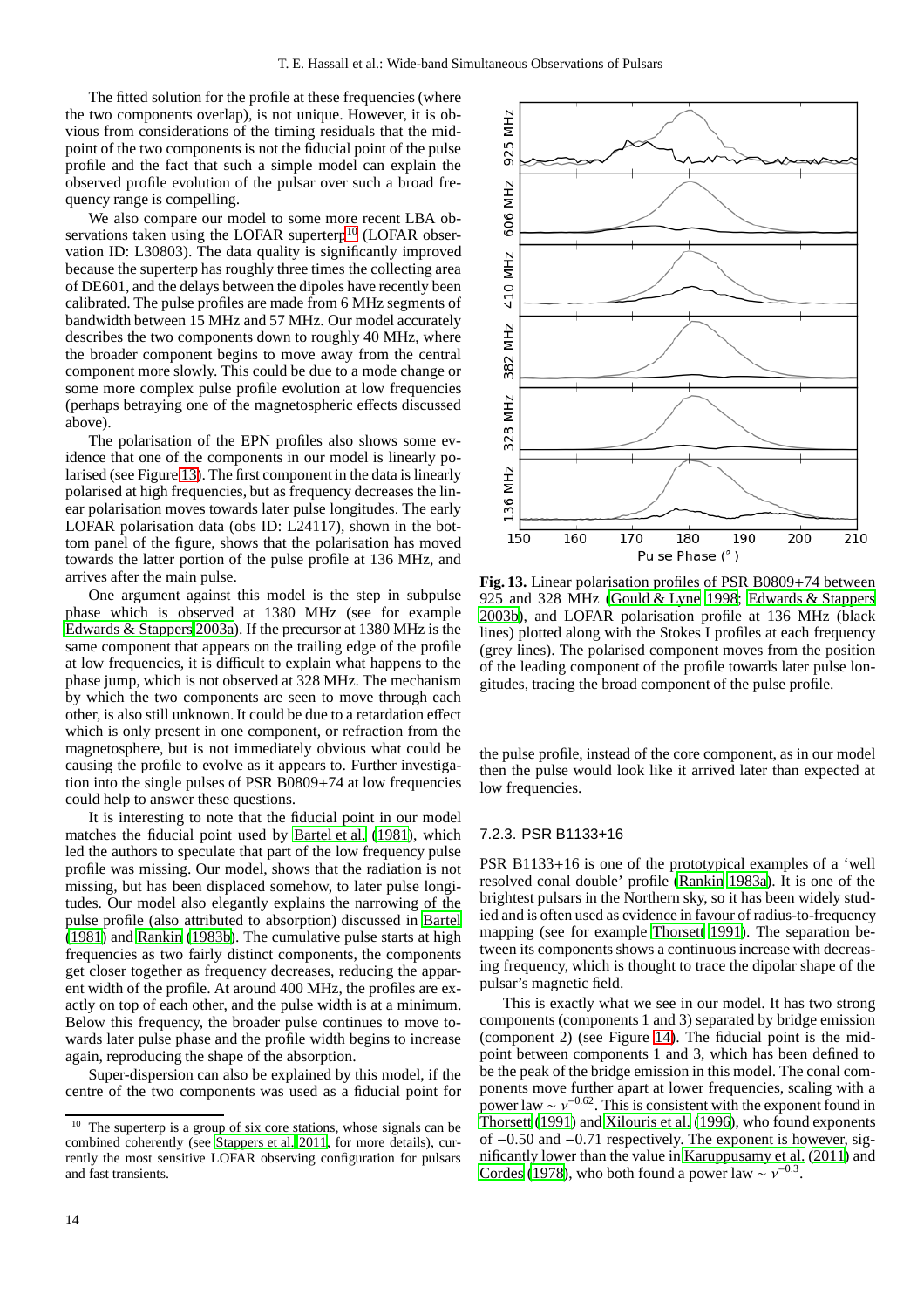The fitted solution for the profile at these frequencies (where the two components overlap), is not unique. However, it is obvious from considerations of the timing residuals that the midpoint of the two components is not the fiducial point of the pulse profile and the fact that such a simple model can explain the observed profile evolution of the pulsar over such a broad frequency range is compelling.

We also compare our model to some more recent LBA observations taken using the LOFAR superterp[10] (LOFAR observation ID: L30803). The data quality is significantly improved because the superterp has roughly three times the collecting area of DE601, and the delays between the dipoles have recently been calibrated. The pulse profiles are made from 6 MHz segments of bandwidth between 15 MHz and 57 MHz. Our model accurately describes the two components down to roughly 40 MHz, where the broader component begins to move away from the central component more slowly. This could be due to a mode change or some more complex pulse profile evolution at low frequencies (perhaps betraying one of the magnetospheric effects discussed above).

The polarisation of the EPN profiles also shows some evidence that one of the components in our model is linearly polarised (see Figure 13). The first component in the data is linearly polarised at high frequencies, but as frequency decreases the linear polarisation moves towards later pulse longitudes. The early LOFAR polarisation data (obs ID: L24117), shown in the bottom panel of the figure, shows that the polarisation has moved towards the latter portion of the pulse profile at 136 MHz, and arrives after the main pulse.

One argument against this model is the step in subpulse phase which is observed at 1380 MHz (see for example Edwards & Stappers 2003a). If the precursor at 1380 MHz is the same component that appears on the trailing edge of the profile at low frequencies, it is difficult to explain what happens to the phase jump, which is not observed at 328 MHz. The mechanism by which the two components are seen to move through each other, is also still unknown. It could be due to a retardation effect which is only present in one component, or refraction from the magnetosphere, but is not immediately obvious what could be causing the profile to evolve as it appears to. Further investigation into the single pulses of PSR B0809+74 at low frequencies could help to answer these questions.

It is interesting to note that the fiducial point in our model matches the fiducial point used by Bartel et al. (1981), which led the authors to speculate that part of the low frequency pulse profile was missing. Our model, shows that the radiation is not missing, but has been displaced somehow, to later pulse longitudes. Our model also elegantly explains the narrowing of the pulse profile (also attributed to absorption) discussed in Bartel (1981) and Rankin (1983b). The cumulative pulse starts at high frequencies as two fairly distinct components, the components get closer together as frequency decreases, reducing the apparent width of the profile. At around 400 MHz, the profiles are exactly on top of each other, and the pulse width is at a minimum. Below this frequency, the broader pulse continues to move towards later pulse phase and the profile width begins to increase again, reproducing the shape of the absorption.

Super-dispersion can also be explained by this model, if the centre of the two components was used as a fiducial point for the pulse profile, instead of the core component, as in our model then the pulse would look like it arrived later than expected at low frequencies.

[10] The superterp is a group of six core stations, whose signals can be combined coherently (see Stappers et al. 2011, for more details), currently the most sensitive LOFAR observing configuration for pulsars and fast transients.

**Fig. 13.** Linear polarisation profiles of PSR B0809+74 between 925 and 328 MHz (Gould & Lyne 1998; Edwards & Stappers 2003b), and LOFAR polarisation profile at 136 MHz (black lines) plotted along with the Stokes I profiles at each frequency (grey lines). The polarised component moves from the position of the leading component of the profile towards later pulse longitudes, tracing the broad component of the pulse profile.

#### 7.2.3. PSR B1133+16

PSR B1133+16 is one of the prototypical examples of a 'well resolved conal double' profile (Rankin 1983a). It is one of the brightest pulsars in the Northern sky, so it has been widely studied and is often used as evidence in favour of radius-to-frequency mapping (see for example Thorsett 1991). The separation between its components shows a continuous increase with decreasing frequency, which is thought to trace the dipolar shape of the pulsar's magnetic field.

This is exactly what we see in our model. It has two strong components (components 1 and 3) separated by bridge emission (component 2) (see Figure 14). The fiducial point is the midpoint between components 1 and 3, which has been defined to be the peak of the bridge emission in this model. The conal components move further apart at lower frequencies, scaling with a power law $\sim \nu^{-0.62}$. This is consistent with the exponent found in Thorsett (1991) and Xilouris et al. (1996), who found exponents of $-0.50$ and $-0.71$ respectively. The exponent is however, significantly lower than the value in Karuppusamy et al. (2011) and Cordes (1978), who both found a power law $\sim \nu^{-0.3}$.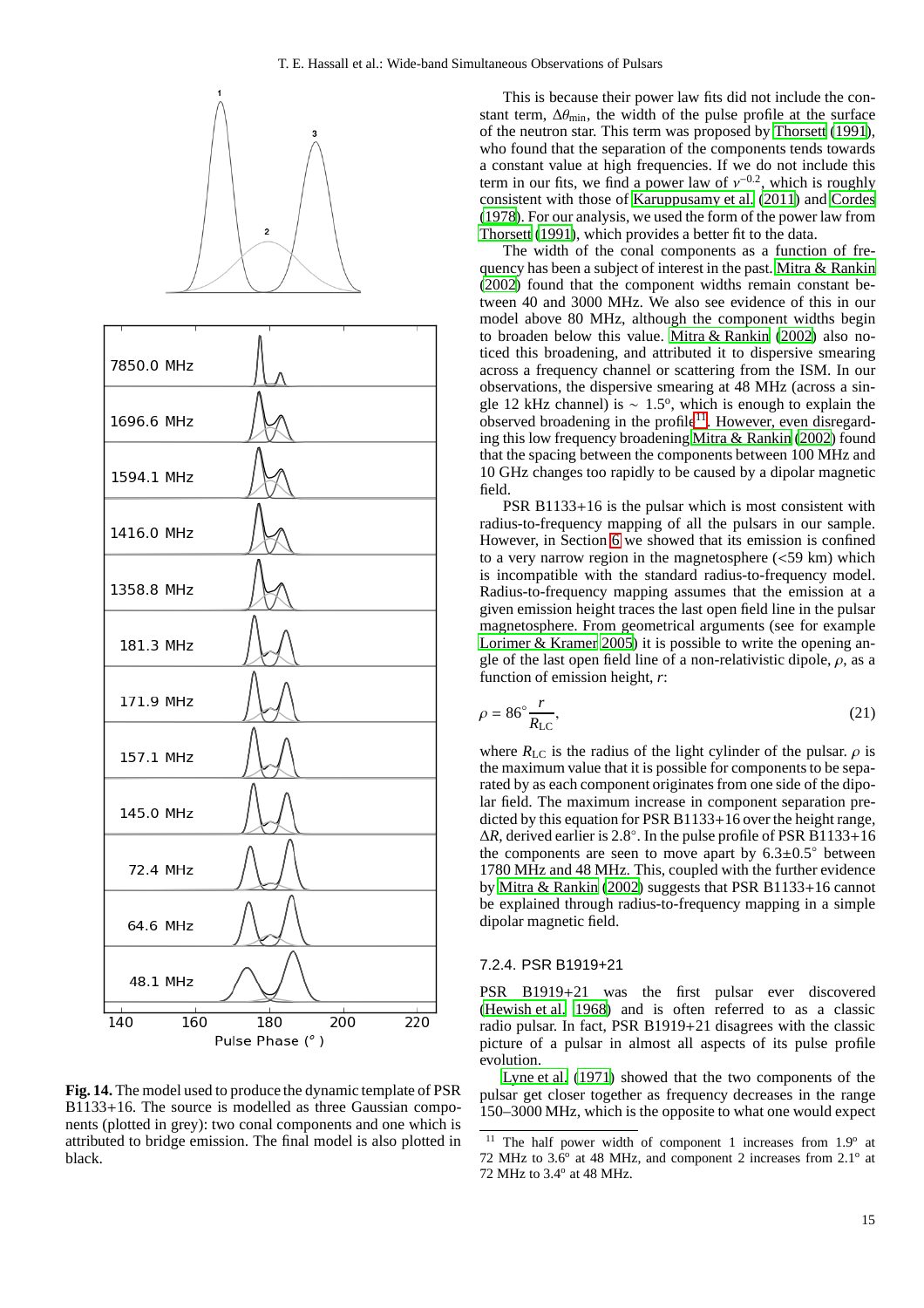**Fig. 14.** The model used to produce the dynamic template of PSR B1133+16. The source is modelled as three Gaussian components (plotted in grey): two conal components and one which is attributed to bridge emission. The final model is also plotted in black.

This is because their power law fits did not include the constant term, $\Delta\theta_{\rm min}$, the width of the pulse profile at the surface of the neutron star. This term was proposed by Thorsett (1991), who found that the separation of the components tends towards a constant value at high frequencies. If we do not include this term in our fits, we find a power law of $\nu^{-0.2}$, which is roughly consistent with those of Karuppusamy et al. (2011) and Cordes (1978). For our analysis, we used the form of the power law from Thorsett (1991), which provides a better fit to the data.

The width of the conal components as a function of frequency has been a subject of interest in the past. Mitra & Rankin (2002) found that the component widths remain constant between 40 and 3000 MHz. We also see evidence of this in our model above 80 MHz, although the component widths begin to broaden below this value. Mitra & Rankin (2002) also noticed this broadening, and attributed it to dispersive smearing across a frequency channel or scattering from the ISM. In our observations, the dispersive smearing at 48 MHz (across a single 12 kHz channel) is $\sim 1.5^{\rm o}$, which is enough to explain the observed broadening in the profile[11]. However, even disregarding this low frequency broadening Mitra & Rankin (2002) found that the spacing between the components between 100 MHz and 10 GHz changes too rapidly to be caused by a dipolar magnetic field.

PSR B1133+16 is the pulsar which is most consistent with radius-to-frequency mapping of all the pulsars in our sample. However, in Section 6 we showed that its emission is confined to a very narrow region in the magnetosphere (<59 km) which is incompatible with the standard radius-to-frequency model. Radius-to-frequency mapping assumes that the emission at a given emission height traces the last open field line in the pulsar magnetosphere. From geometrical arguments (see for example Lorimer & Kramer 2005) it is possible to write the opening angle of the last open field line of a non-relativistic dipole, $\rho$, as a function of emission height, $r$:

$$\rho = 86^{\circ}\frac{r}{R_{\rm LC}}, \tag{21}$$

where $R_{\rm LC}$ is the radius of the light cylinder of the pulsar. $\rho$ is the maximum value that it is possible for components to be separated by as each component originates from one side of the dipolar field. The maximum increase in component separation predicted by this equation for PSR B1133+16 over the height range, $\Delta R$, derived earlier is $2.8^{\circ}$. In the pulse profile of PSR B1133+16 the components are seen to move apart by $6.3\pm0.5^{\circ}$ between 1780 MHz and 48 MHz. This, coupled with the further evidence by Mitra & Rankin (2002) suggests that PSR B1133+16 cannot be explained through radius-to-frequency mapping in a simple dipolar magnetic field.

#### 7.2.4. PSR B1919+21

PSR B1919+21 was the first pulsar ever discovered (Hewish et al. 1968) and is often referred to as a classic radio pulsar. In fact, PSR B1919+21 disagrees with the classic picture of a pulsar in almost all aspects of its pulse profile evolution.

Lyne et al. (1971) showed that the two components of the pulsar get closer together as frequency decreases in the range 150–3000 MHz, which is the opposite to what one would expect

[11] The half power width of component 1 increases from $1.9^{\rm o}$ at 72 MHz to $3.6^{\rm o}$ at 48 MHz, and component 2 increases from $2.1^{\rm o}$ at 72 MHz to $3.4^{\rm o}$ at 48 MHz.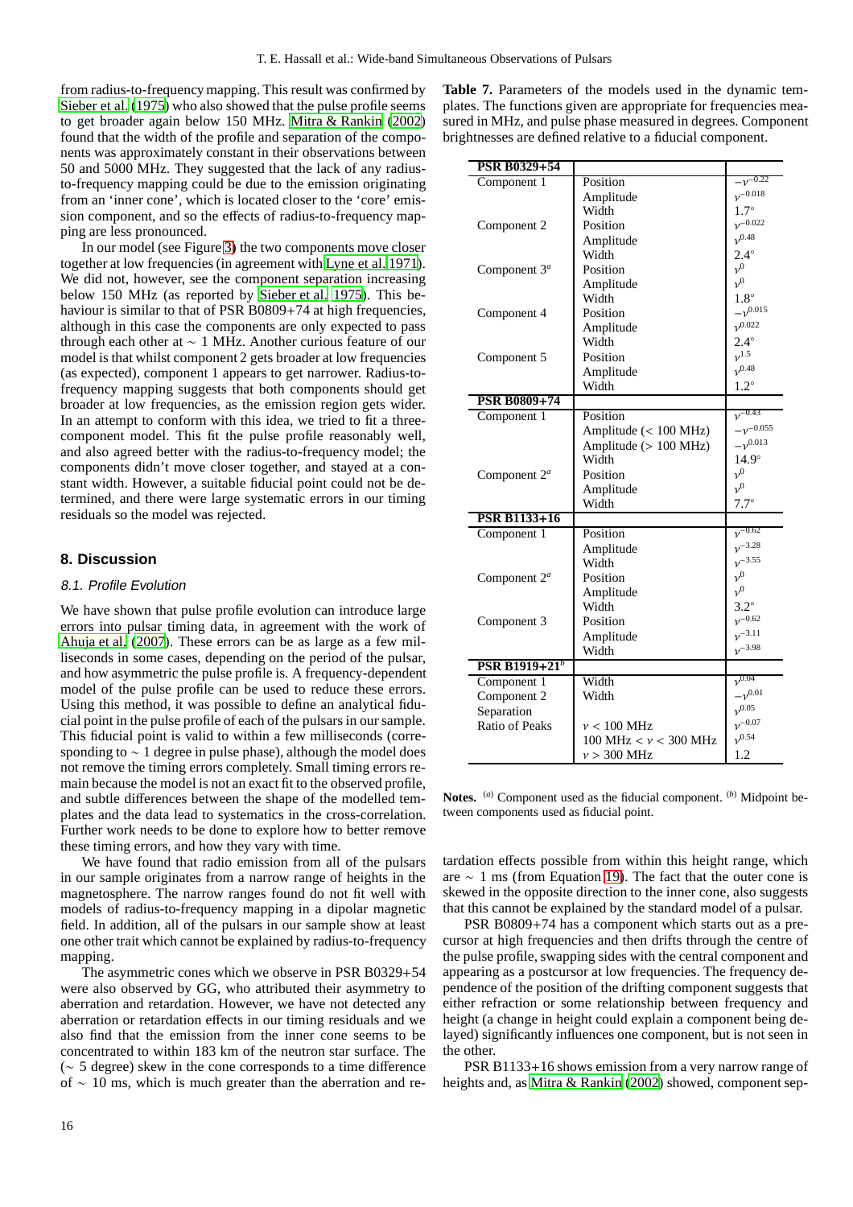from radius-to-frequency mapping. This result was confirmed by Sieber et al. (1975) who also showed that the pulse profile seems to get broader again below 150 MHz. Mitra & Rankin (2002) found that the width of the profile and separation of the components was approximately constant in their observations between 50 and 5000 MHz. They suggested that the lack of any radius-to-frequency mapping could be due to the emission originating from an 'inner cone', which is located closer to the 'core' emission component, and so the effects of radius-to-frequency mapping are less pronounced.

In our model (see Figure 3) the two components move closer together at low frequencies (in agreement with Lyne et al. 1971). We did not, however, see the component separation increasing below 150 MHz (as reported by Sieber et al. 1975). This behaviour is similar to that of PSR B0809+74 at high frequencies, although in this case the components are only expected to pass through each other at $\sim 1$ MHz. Another curious feature of our model is that whilst component 2 gets broader at low frequencies (as expected), component 1 appears to get narrower. Radius-to-frequency mapping suggests that both components should get broader at low frequencies, as the emission region gets wider. In an attempt to conform with this idea, we tried to fit a three-component model. This fit the pulse profile reasonably well, and also agreed better with the radius-to-frequency model; the components didn't move closer together, and stayed at a constant width. However, a suitable fiducial point could not be determined, and there were large systematic errors in our timing residuals so the model was rejected.

**Table 7.** Parameters of the models used in the dynamic templates. The functions given are appropriate for frequencies measured in MHz, and pulse phase measured in degrees. Component brightnesses are defined relative to a fiducial component.

| **PSR B0329+54** | | |
|---|---|---|
| Component 1 | Position | $-\nu^{-0.22}$ |
| | Amplitude | $\nu^{-0.018}$ |
| | Width | $1.7°$ |
| Component 2 | Position | $\nu^{-0.022}$ |
| | Amplitude | $\nu^{0.48}$ |
| | Width | $2.4°$ |
| Component 3[a] | Position | $\nu^{0}$ |
| | Amplitude | $\nu^{0}$ |
| | Width | $1.8°$ |
| Component 4 | Position | $-\nu^{0.015}$ |
| | Amplitude | $\nu^{0.022}$ |
| | Width | $2.4°$ |
| Component 5 | Position | $\nu^{1.5}$ |
| | Amplitude | $\nu^{0.48}$ |
| | Width | $1.2°$ |
| **PSR B0809+74** | | |
| Component 1 | Position | $\nu^{-0.43}$ |
| | Amplitude (< 100 MHz) | $-\nu^{-0.055}$ |
| | Amplitude (> 100 MHz) | $-\nu^{0.013}$ |
| | Width | $14.9°$ |
| Component 2[a] | Position | $\nu^{0}$ |
| | Amplitude | $\nu^{0}$ |
| | Width | $7.7°$ |
| **PSR B1133+16** | | |
| Component 1 | Position | $\nu^{-0.62}$ |
| | Amplitude | $\nu^{-3.28}$ |
| | Width | $\nu^{-3.55}$ |
| Component 2[a] | Position | $\nu^{0}$ |
| | Amplitude | $\nu^{0}$ |
| | Width | $3.2°$ |
| Component 3 | Position | $\nu^{-0.62}$ |
| | Amplitude | $\nu^{-3.11}$ |
| | Width | $\nu^{-3.98}$ |
| **PSR B1919+21**[b] | | |
| Component 1 | Width | $\nu^{0.04}$ |
| Component 2 | Width | $-\nu^{0.01}$ |
| Separation | | $\nu^{0.05}$ |
| Ratio of Peaks | $\nu < 100$ MHz | $\nu^{-0.07}$ |
| | $100$ MHz $< \nu < 300$ MHz | $\nu^{0.54}$ |
| | $\nu > 300$ MHz | 1.2 |

**Notes.** [a] Component used as the fiducial component. [b] Midpoint between components used as fiducial point.

## 8. Discussion

### 8.1. Profile Evolution

We have shown that pulse profile evolution can introduce large errors into pulsar timing data, in agreement with the work of Ahuja et al. (2007). These errors can be as large as a few milliseconds in some cases, depending on the period of the pulsar, and how asymmetric the pulse profile is. A frequency-dependent model of the pulse profile can be used to reduce these errors. Using this method, it was possible to define an analytical fiducial point in the pulse profile of each of the pulsars in our sample. This fiducial point is valid to within a few milliseconds (corresponding to $\sim 1$ degree in pulse phase), although the model does not remove the timing errors completely. Small timing errors remain because the model is not an exact fit to the observed profile, and subtle differences between the shape of the modelled templates and the data lead to systematics in the cross-correlation. Further work needs to be done to explore how to better remove these timing errors, and how they vary with time.

We have found that radio emission from all of the pulsars in our sample originates from a narrow range of heights in the magnetosphere. The narrow ranges found do not fit well with models of radius-to-frequency mapping in a dipolar magnetic field. In addition, all of the pulsars in our sample show at least one other trait which cannot be explained by radius-to-frequency mapping.

The asymmetric cones which we observe in PSR B0329+54 were also observed by GG, who attributed their asymmetry to aberration and retardation. However, we have not detected any aberration or retardation effects in our timing residuals and we also find that the emission from the inner cone seems to be concentrated to within 183 km of the neutron star surface. The ($\sim 5$ degree) skew in the cone corresponds to a time difference of $\sim 10$ ms, which is much greater than the aberration and retardation effects possible from within this height range, which are $\sim 1$ ms (from Equation 19). The fact that the outer cone is skewed in the opposite direction to the inner cone, also suggests that this cannot be explained by the standard model of a pulsar.

PSR B0809+74 has a component which starts out as a precursor at high frequencies and then drifts through the centre of the pulse profile, swapping sides with the central component and appearing as a postcursor at low frequencies. The frequency dependence of the position of the drifting component suggests that either refraction or some relationship between frequency and height (a change in height could explain a component being delayed) significantly influences one component, but is not seen in the other.

PSR B1133+16 shows emission from a very narrow range of heights and, as Mitra & Rankin (2002) showed, component sep-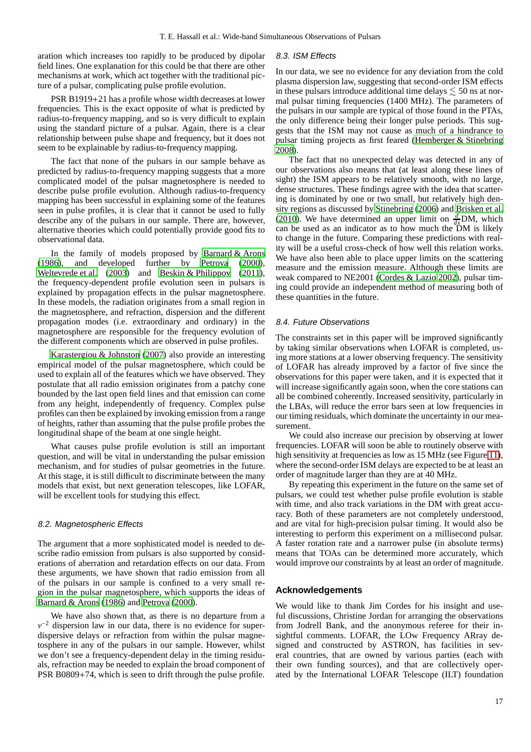aration which increases too rapidly to be produced by dipolar field lines. One explanation for this could be that there are other mechanisms at work, which act together with the traditional picture of a pulsar, complicating pulse profile evolution.

PSR B1919+21 has a profile whose width decreases at lower frequencies. This is the exact opposite of what is predicted by radius-to-frequency mapping, and so is very difficult to explain using the standard picture of a pulsar. Again, there is a clear relationship between pulse shape and frequency, but it does not seem to be explainable by radius-to-frequency mapping.

The fact that none of the pulsars in our sample behave as predicted by radius-to-frequency mapping suggests that a more complicated model of the pulsar magnetosphere is needed to describe pulse profile evolution. Although radius-to-frequency mapping has been successful in explaining some of the features seen in pulse profiles, it is clear that it cannot be used to fully describe any of the pulsars in our sample. There are, however, alternative theories which could potentially provide good fits to observational data.

In the family of models proposed by Barnard & Arons (1986), and developed further by Petrova (2000), Weltevrede et al. (2003) and Beskin & Philippov (2011), the frequency-dependent profile evolution seen in pulsars is explained by propagation effects in the pulsar magnetosphere. In these models, the radiation originates from a small region in the magnetosphere, and refraction, dispersion and the different propagation modes (i.e. extraordinary and ordinary) in the magnetosphere are responsible for the frequency evolution of the different components which are observed in pulse profiles.

Karastergiou & Johnston (2007) also provide an interesting empirical model of the pulsar magnetosphere, which could be used to explain all of the features which we have observed. They postulate that all radio emission originates from a patchy cone bounded by the last open field lines and that emission can come from any height, independently of frequency. Complex pulse profiles can then be explained by invoking emission from a range of heights, rather than assuming that the pulse profile probes the longitudinal shape of the beam at one single height.

What causes pulse profile evolution is still an important question, and will be vital in understanding the pulsar emission mechanism, and for studies of pulsar geometries in the future. At this stage, it is still difficult to discriminate between the many models that exist, but next generation telescopes, like LOFAR, will be excellent tools for studying this effect.

### 8.2. Magnetospheric Effects

The argument that a more sophisticated model is needed to describe radio emission from pulsars is also supported by considerations of aberration and retardation effects on our data. From these arguments, we have shown that radio emission from all of the pulsars in our sample is confined to a very small region in the pulsar magnetosphere, which supports the ideas of Barnard & Arons (1986) and Petrova (2000).

We have also shown that, as there is no departure from a $\nu^{-2}$ dispersion law in our data, there is no evidence for super-dispersive delays or refraction from within the pulsar magnetosphere in any of the pulsars in our sample. However, whilst we don't see a frequency-dependent delay in the timing residuals, refraction may be needed to explain the broad component of PSR B0809+74, which is seen to drift through the pulse profile.

### 8.3. ISM Effects

In our data, we see no evidence for any deviation from the cold plasma dispersion law, suggesting that second-order ISM effects in these pulsars introduce additional time delays $\lesssim 50$ ns at normal pulsar timing frequencies (1400 MHz). The parameters of the pulsars in our sample are typical of those found in the PTAs, the only difference being their longer pulse periods. This suggests that the ISM may not cause as much of a hindrance to pulsar timing projects as first feared (Hemberger & Stinebring 2008).

The fact that no unexpected delay was detected in any of our observations also means that (at least along these lines of sight) the ISM appears to be relatively smooth, with no large, dense structures. These findings agree with the idea that scattering is dominated by one or two small, but relatively high density regions as discussed by Stinebring (2006) and Brisken et al. (2010). We have determined an upper limit on $\frac{d}{dx}$DM, which can be used as an indicator as to how much the DM is likely to change in the future. Comparing these predictions with reality will be a useful cross-check of how well this relation works. We have also been able to place upper limits on the scattering measure and the emission measure. Although these limits are weak compared to NE2001 (Cordes & Lazio 2002), pulsar timing could provide an independent method of measuring both of these quantities in the future.

### 8.4. Future Observations

The constraints set in this paper will be improved significantly by taking similar observations when LOFAR is completed, using more stations at a lower observing frequency. The sensitivity of LOFAR has already improved by a factor of five since the observations for this paper were taken, and it is expected that it will increase significantly again soon, when the core stations can all be combined coherently. Increased sensitivity, particularly in the LBAs, will reduce the error bars seen at low frequencies in our timing residuals, which dominate the uncertainty in our measurement.

We could also increase our precision by observing at lower frequencies. LOFAR will soon be able to routinely observe with high sensitivity at frequencies as low as 15 MHz (see Figure 11), where the second-order ISM delays are expected to be at least an order of magnitude larger than they are at 40 MHz.

By repeating this experiment in the future on the same set of pulsars, we could test whether pulse profile evolution is stable with time, and also track variations in the DM with great accuracy. Both of these parameters are not completely understood, and are vital for high-precision pulsar timing. It would also be interesting to perform this experiment on a millisecond pulsar. A faster rotation rate and a narrower pulse (in absolute terms) means that TOAs can be determined more accurately, which would improve our constraints by at least an order of magnitude.

## Acknowledgements

We would like to thank Jim Cordes for his insight and useful discussions, Christine Jordan for arranging the observations from Jodrell Bank, and the anonymous referee for their insightful comments. LOFAR, the LOw Frequency ARray designed and constructed by ASTRON, has facilities in several countries, that are owned by various parties (each with their own funding sources), and that are collectively operated by the International LOFAR Telescope (ILT) foundation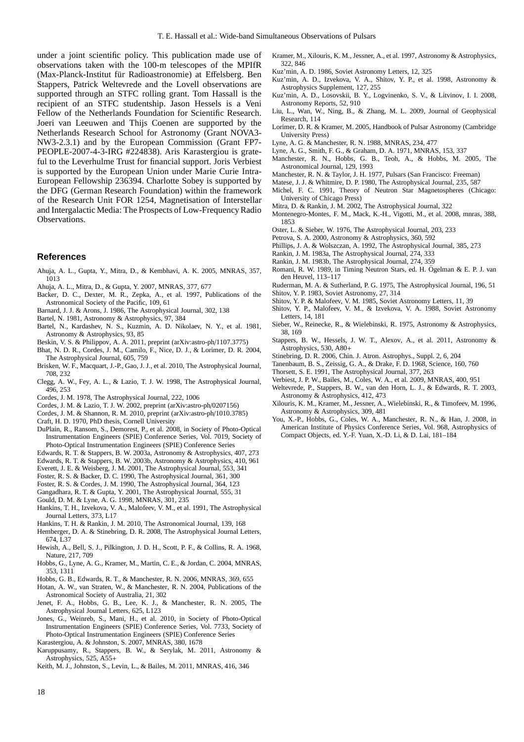under a joint scientific policy. This publication made use of observations taken with the 100-m telescopes of the MPIfR (Max-Planck-Institut für Radioastronomie) at Effelsberg. Ben Stappers, Patrick Weltevrede and the Lovell observations are supported through an STFC rolling grant. Tom Hassall is the recipient of an STFC studentship. Jason Hessels is a Veni Fellow of the Netherlands Foundation for Scientific Research. Joeri van Leeuwen and Thijs Coenen are supported by the Netherlands Research School for Astronomy (Grant NOVA3-NW3-2.3.1) and by the European Commission (Grant FP7-PEOPLE-2007-4-3-IRG #224838). Aris Karastergiou is grateful to the Leverhulme Trust for financial support. Joris Verbiest is supported by the European Union under Marie Curie Intra-European Fellowship 236394. Charlotte Sobey is supported by the DFG (German Research Foundation) within the framework of the Research Unit FOR 1254, Magnetisation of Interstellar and Intergalactic Media: The Prospects of Low-Frequency Radio Observations.

## References

Ahuja, A. L., Gupta, Y., Mitra, D., & Kembhavi, A. K. 2005, MNRAS, 357, 1013

Ahuja, A. L., Mitra, D., & Gupta, Y. 2007, MNRAS, 377, 677

Backer, D. C., Dexter, M. R., Zepka, A., et al. 1997, Publications of the Astronomical Society of the Pacific, 109, 61

Barnard, J. J. & Arons, J. 1986, The Astrophysical Journal, 302, 138

Bartel, N. 1981, Astronomy & Astrophysics, 97, 384

Bartel, N., Kardashev, N. S., Kuzmin, A. D. Nikolaev, N. Y., et al. 1981, Astronomy & Astrophysics, 93, 85

Beskin, V. S. & Philippov, A. A. 2011, preprint (arXiv:astro-ph/1107.3775)

Bhat, N. D. R., Cordes, J. M., Camilo, F., Nice, D. J., & Lorimer, D. R. 2004, The Astrophysical Journal, 605, 759

Brisken, W. F., Macquart, J.-P., Gao, J. J., et al. 2010, The Astrophysical Journal, 708, 232

Clegg, A. W., Fey, A. L., & Lazio, T. J. W. 1998, The Astrophysical Journal, 496, 253

Cordes, J. M. 1978, The Astrophysical Journal, 222, 1006

Cordes, J. M. & Lazio, T. J. W. 2002, preprint (arXiv:astro-ph/0207156)

Cordes, J. M. & Shannon, R. M. 2010, preprint (arXiv:astro-ph/1010.3785)

Craft, H. D. 1970, PhD thesis, Cornell University

DuPlain, R., Ransom, S., Demorest, P., et al. 2008, in Society of Photo-Optical Instrumentation Engineers (SPIE) Conference Series, Vol. 7019, Society of Photo-Optical Instrumentation Engineers (SPIE) Conference Series

Edwards, R. T. & Stappers, B. W. 2003a, Astronomy & Astrophysics, 407, 273

Edwards, R. T. & Stappers, B. W. 2003b, Astronomy & Astrophysics, 410, 961

Everett, J. E. & Weisberg, J. M. 2001, The Astrophysical Journal, 553, 341

Foster, R. S. & Backer, D. C. 1990, The Astrophysical Journal, 361, 300

Foster, R. S. & Cordes, J. M. 1990, The Astrophysical Journal, 364, 123

Gangadhara, R. T. & Gupta, Y. 2001, The Astrophysical Journal, 555, 31

Gould, D. M. & Lyne, A. G. 1998, MNRAS, 301, 235

Hankins, T. H., Izvekova, V. A., Malofeev, V. M., et al. 1991, The Astrophysical Journal Letters, 373, L17

Hankins, T. H. & Rankin, J. M. 2010, The Astronomical Journal, 139, 168

Hemberger, D. A. & Stinebring, D. R. 2008, The Astrophysical Journal Letters, 674, L37

Hewish, A., Bell, S. J., Pilkington, J. D. H., Scott, P. F., & Collins, R. A. 1968, Nature, 217, 709

Hobbs, G., Lyne, A. G., Kramer, M., Martin, C. E., & Jordan, C. 2004, MNRAS, 353, 1311

Hobbs, G. B., Edwards, R. T., & Manchester, R. N. 2006, MNRAS, 369, 655

Hotan, A. W., van Straten, W., & Manchester, R. N. 2004, Publications of the Astronomical Society of Australia, 21, 302

Jenet, F. A., Hobbs, G. B., Lee, K. J., & Manchester, R. N. 2005, The Astrophysical Journal Letters, 625, L123

Jones, G., Weinreb, S., Mani, H., et al. 2010, in Society of Photo-Optical Instrumentation Engineers (SPIE) Conference Series, Vol. 7733, Society of Photo-Optical Instrumentation Engineers (SPIE) Conference Series

Karastergiou, A. & Johnston, S. 2007, MNRAS, 380, 1678

Karuppusamy, R., Stappers, B. W., & Serylak, M. 2011, Astronomy & Astrophysics, 525, A55+

Keith, M. J., Johnston, S., Levin, L., & Bailes, M. 2011, MNRAS, 416, 346

Kramer, M., Xilouris, K. M., Jessner, A., et al. 1997, Astronomy & Astrophysics, 322, 846

Kuz'min, A. D. 1986, Soviet Astronomy Letters, 12, 325

Kuz'min, A. D., Izvekova, V. A., Shitov, Y. P., et al. 1998, Astronomy & Astrophysics Supplement, 127, 255

Kuz'min, A. D., Losovskii, B. Y., Logvinenko, S. V., & Litvinov, I. I. 2008, Astronomy Reports, 52, 910

Liu, L., Wan, W., Ning, B., & Zhang, M. L. 2009, Journal of Geophysical Research, 114

Lorimer, D. R. & Kramer, M. 2005, Handbook of Pulsar Astronomy (Cambridge University Press)

Lyne, A. G. & Manchester, R. N. 1988, MNRAS, 234, 477

Lyne, A. G., Smith, F. G., & Graham, D. A. 1971, MNRAS, 153, 337

Manchester, R. N., Hobbs, G. B., Teoh, A., & Hobbs, M. 2005, The Astronomical Journal, 129, 1993

Manchester, R. N. & Taylor, J. H. 1977, Pulsars (San Francisco: Freeman)

Matese, J. J. & Whitmire, D. P. 1980, The Astrophysical Journal, 235, 587

Michel, F. C. 1991, Theory of Neutron Star Magnetospheres (Chicago: University of Chicago Press)

Mitra, D. & Rankin, J. M. 2002, The Astrophysical Journal, 322

Montenegro-Montes, F. M., Mack, K.-H., Vigotti, M., et al. 2008, mnras, 388, 1853

Oster, L. & Sieber, W. 1976, The Astrophysical Journal, 203, 233

Petrova, S. A. 2000, Astronomy & Astrophysics, 360, 592

Phillips, J. A. & Wolszczan, A. 1992, The Astrophysical Journal, 385, 273

Rankin, J. M. 1983a, The Astrophysical Journal, 274, 333

Rankin, J. M. 1983b, The Astrophysical Journal, 274, 359

Romani, R. W. 1989, in Timing Neutron Stars, ed. H. Ögelman & E. P. J. van den Heuvel, 113–117

Ruderman, M. A. & Sutherland, P. G. 1975, The Astrophysical Journal, 196, 51

Shitov, Y. P. 1983, Soviet Astronomy, 27, 314

Shitov, Y. P. & Malofeev, V. M. 1985, Soviet Astronomy Letters, 11, 39

Shitov, Y. P., Malofeev, V. M., & Izvekova, V. A. 1988, Soviet Astronomy Letters, 14, 181

Sieber, W., Reinecke, R., & Wielebinski, R. 1975, Astronomy & Astrophysics, 38, 169

Stappers, B. W., Hessels, J. W. T., Alexov, A., et al. 2011, Astronomy & Astrophysics, 530, A80+

Stinebring, D. R. 2006, Chin. J. Atron. Astrophys., Suppl. 2, 6, 204

Tanenbaum, B. S., Zeissig, G. A., & Drake, F. D. 1968, Science, 160, 760

Thorsett, S. E. 1991, The Astrophysical Journal, 377, 263

Verbiest, J. P. W., Bailes, M., Coles, W. A., et al. 2009, MNRAS, 400, 951

Weltevrede, P., Stappers, B. W., van den Horn, L. J., & Edwards, R. T. 2003, Astronomy & Astrophysics, 412, 473

Xilouris, K. M., Kramer, M., Jessner, A., Wielebinski, R., & Timofeev, M. 1996, Astronomy & Astrophysics, 309, 481

You, X.-P., Hobbs, G., Coles, W. A., Manchester, R. N., & Han, J. 2008, in American Institute of Physics Conference Series, Vol. 968, Astrophysics of Compact Objects, ed. Y.-F. Yuan, X.-D. Li, & D. Lai, 181–184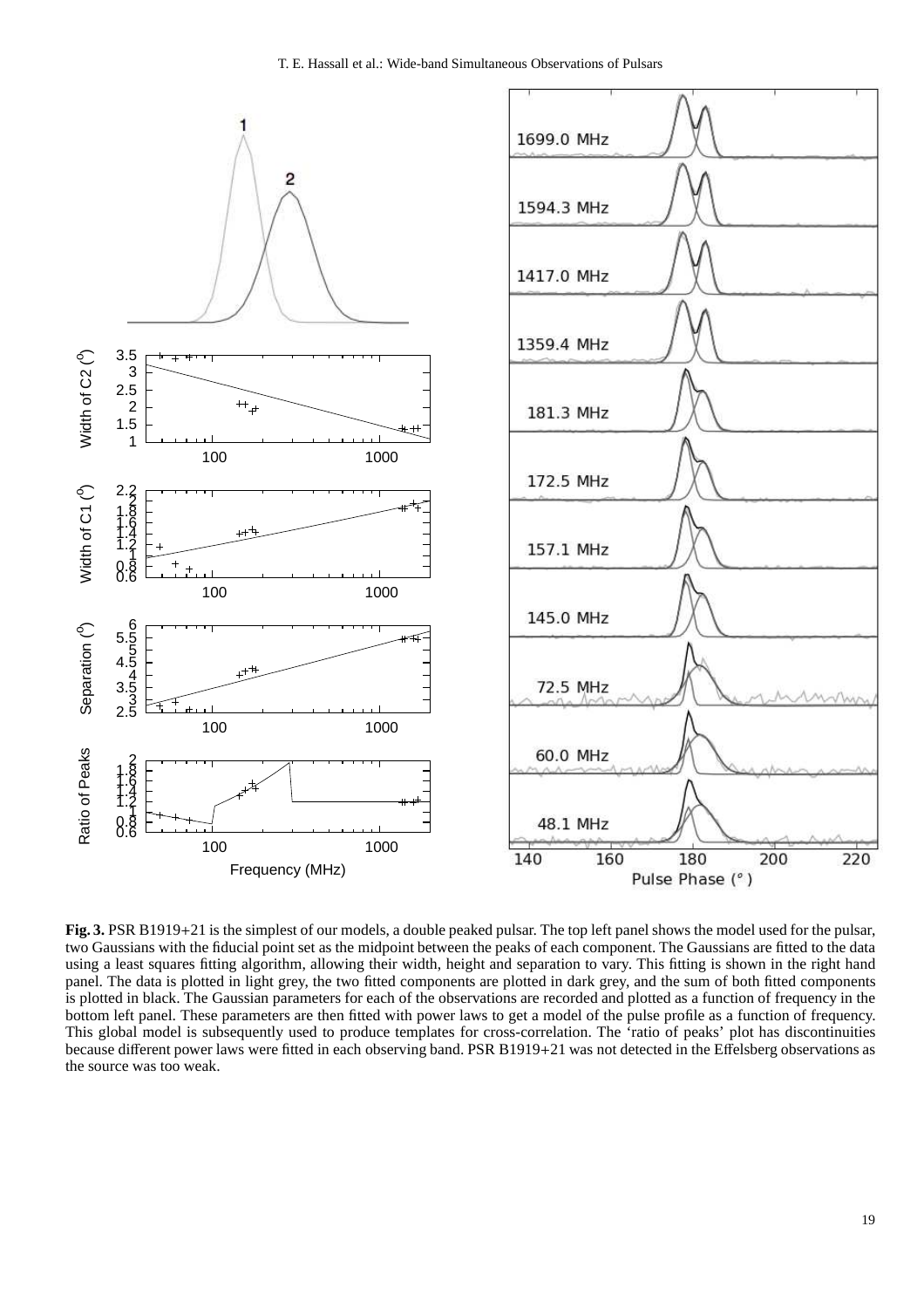**Fig. 3.** PSR B1919+21 is the simplest of our models, a double peaked pulsar. The top left panel shows the model used for the pulsar, two Gaussians with the fiducial point set as the midpoint between the peaks of each component. The Gaussians are fitted to the data using a least squares fitting algorithm, allowing their width, height and separation to vary. This fitting is shown in the right hand panel. The data is plotted in light grey, the two fitted components are plotted in dark grey, and the sum of both fitted components is plotted in black. The Gaussian parameters for each of the observations are recorded and plotted as a function of frequency in the bottom left panel. These parameters are then fitted with power laws to get a model of the pulse profile as a function of frequency. This global model is subsequently used to produce templates for cross-correlation. The 'ratio of peaks' plot has discontinuities because different power laws were fitted in each observing band. PSR B1919+21 was not detected in the Effelsberg observations as the source was too weak.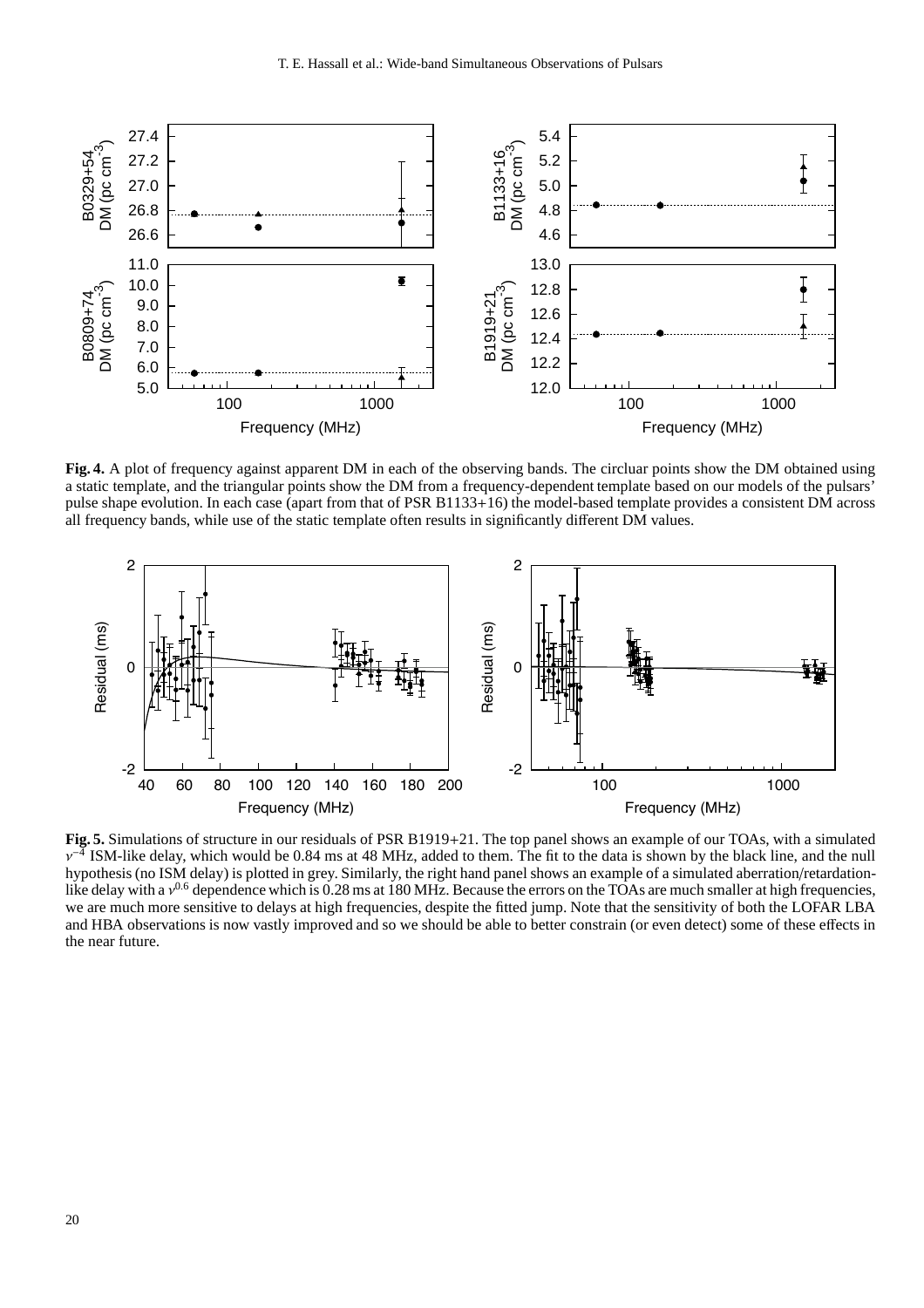B0329+54
DM (pc cm$^{-3}$)
27.4
27.2
27.0
26.8
26.6

B1133+16
DM (pc cm$^{-3}$)
5.4
5.2
5.0
4.8
4.6

B0809+74
DM (pc cm$^{-3}$)
11.0
10.0
9.0
8.0
7.0
6.0
5.0
100
1000
Frequency (MHz)

B1919+21
DM (pc cm$^{-3}$)
13.0
12.8
12.6
12.4
12.2
12.0
100
1000
Frequency (MHz)

**Fig. 4.** A plot of frequency against apparent DM in each of the observing bands. The circluar points show the DM obtained using a static template, and the triangular points show the DM from a frequency-dependent template based on our models of the pulsars' pulse shape evolution. In each case (apart from that of PSR B1133+16) the model-based template provides a consistent DM across all frequency bands, while use of the static template often results in significantly different DM values.

Residual (ms)
2
0
-2
40
60
80
100
120
140
160
180
200
Frequency (MHz)

Residual (ms)
2
0
-2
100
1000
Frequency (MHz)

**Fig. 5.** Simulations of structure in our residuals of PSR B1919+21. The top panel shows an example of our TOAs, with a simulated $\nu^{-4}$ ISM-like delay, which would be 0.84 ms at 48 MHz, added to them. The fit to the data is shown by the black line, and the null hypothesis (no ISM delay) is plotted in grey. Similarly, the right hand panel shows an example of a simulated aberration/retardation-like delay with a $\nu^{0.6}$ dependence which is 0.28 ms at 180 MHz. Because the errors on the TOAs are much smaller at high frequencies, we are much more sensitive to delays at high frequencies, despite the fitted jump. Note that the sensitivity of both the LOFAR LBA and HBA observations is now vastly improved and so we should be able to better constrain (or even detect) some of these effects in the near future.